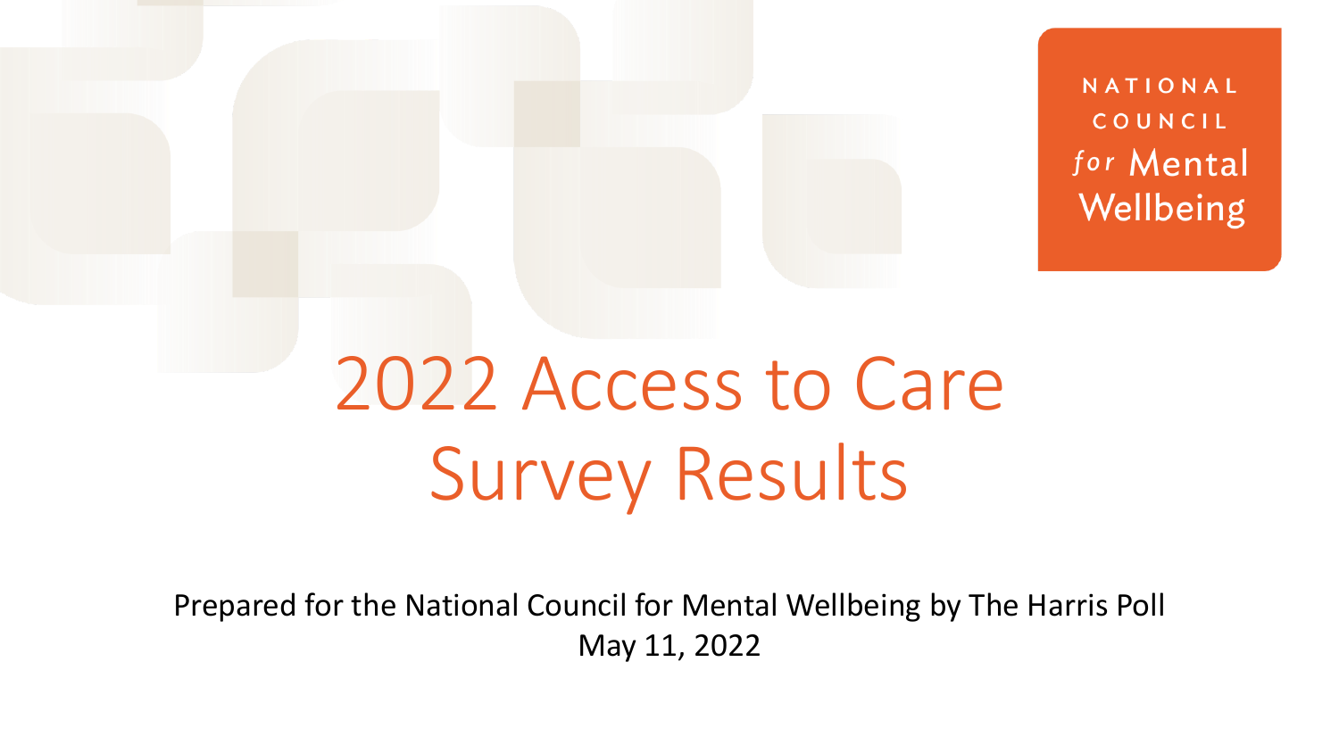NATIONAL COUNCIL *for* Mental Wellbeing

# 2022 Access to Care Survey Results

Prepared for the National Council for Mental Wellbeing by The Harris Poll
May 11, 2022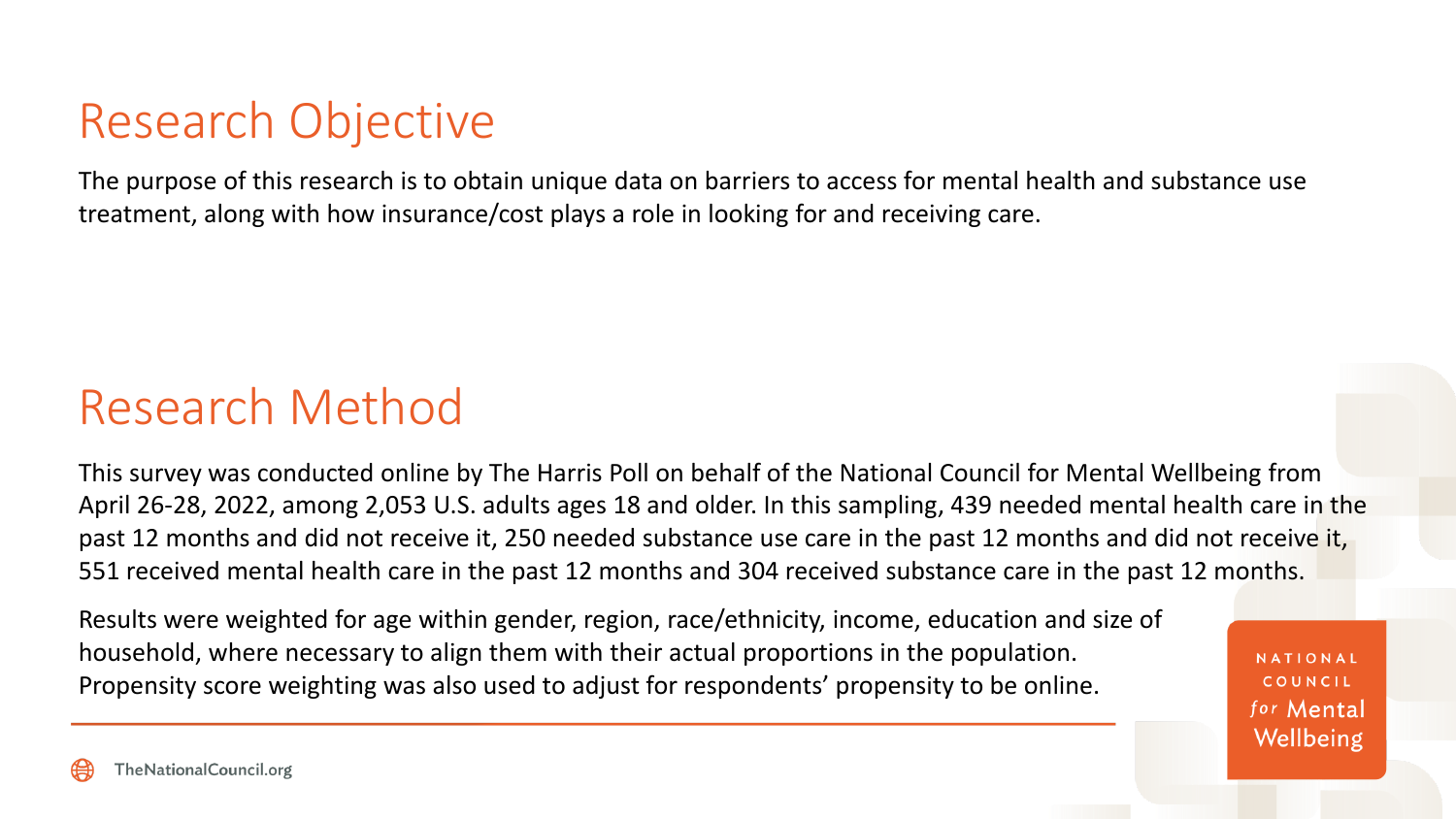# Research Objective

The purpose of this research is to obtain unique data on barriers to access for mental health and substance use treatment, along with how insurance/cost plays a role in looking for and receiving care.

# Research Method

This survey was conducted online by The Harris Poll on behalf of the National Council for Mental Wellbeing from April 26-28, 2022, among 2,053 U.S. adults ages 18 and older. In this sampling, 439 needed mental health care in the past 12 months and did not receive it, 250 needed substance use care in the past 12 months and did not receive it, 551 received mental health care in the past 12 months and 304 received substance care in the past 12 months.

Results were weighted for age within gender, region, race/ethnicity, income, education and size of household, where necessary to align them with their actual proportions in the population. Propensity score weighting was also used to adjust for respondents' propensity to be online.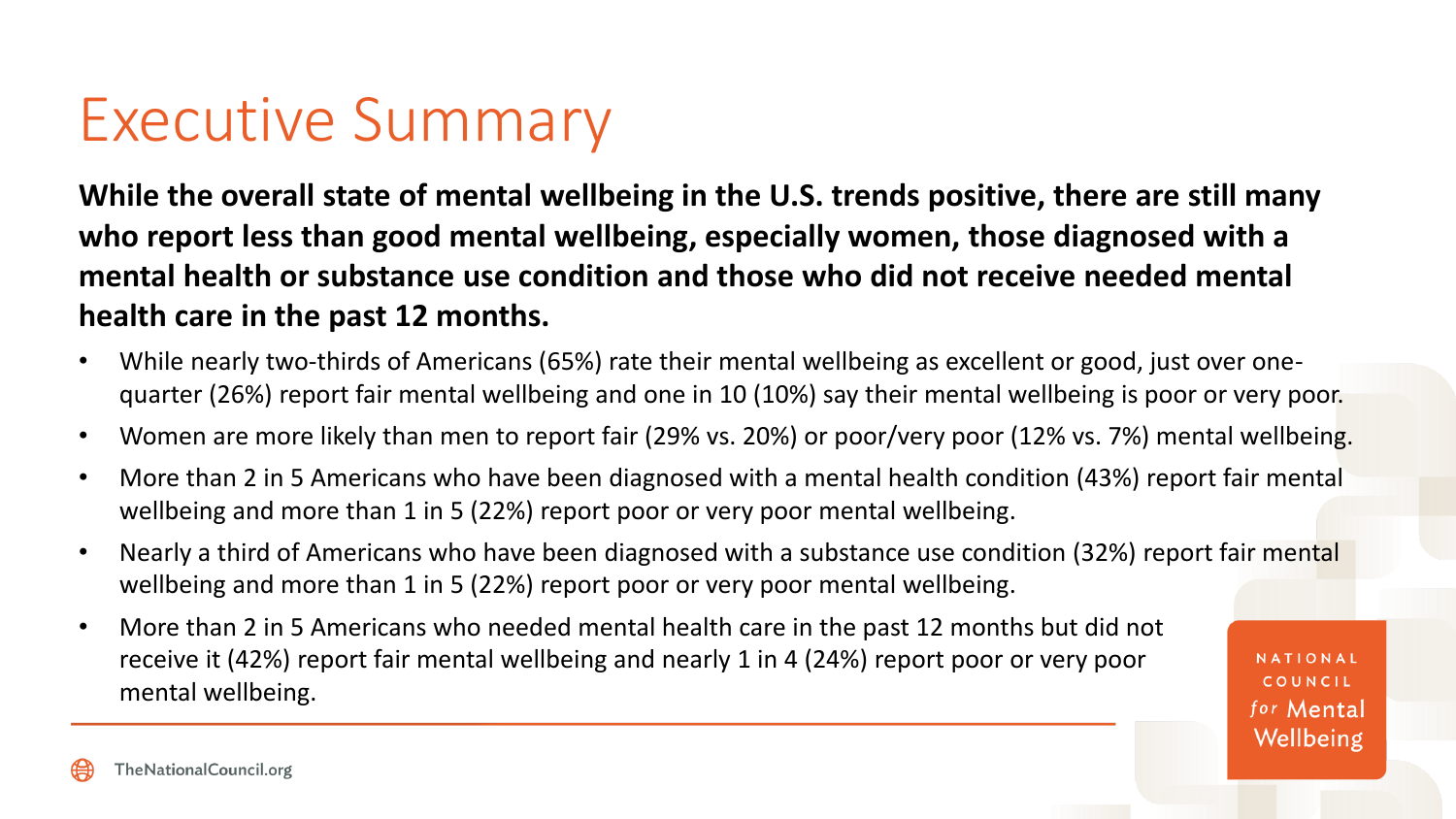# Executive Summary

**While the overall state of mental wellbeing in the U.S. trends positive, there are still many who report less than good mental wellbeing, especially women, those diagnosed with a mental health or substance use condition and those who did not receive needed mental health care in the past 12 months.**

- While nearly two-thirds of Americans (65%) rate their mental wellbeing as excellent or good, just over one-quarter (26%) report fair mental wellbeing and one in 10 (10%) say their mental wellbeing is poor or very poor.
- Women are more likely than men to report fair (29% vs. 20%) or poor/very poor (12% vs. 7%) mental wellbeing.
- More than 2 in 5 Americans who have been diagnosed with a mental health condition (43%) report fair mental wellbeing and more than 1 in 5 (22%) report poor or very poor mental wellbeing.
- Nearly a third of Americans who have been diagnosed with a substance use condition (32%) report fair mental wellbeing and more than 1 in 5 (22%) report poor or very poor mental wellbeing.
- More than 2 in 5 Americans who needed mental health care in the past 12 months but did not receive it (42%) report fair mental wellbeing and nearly 1 in 4 (24%) report poor or very poor mental wellbeing.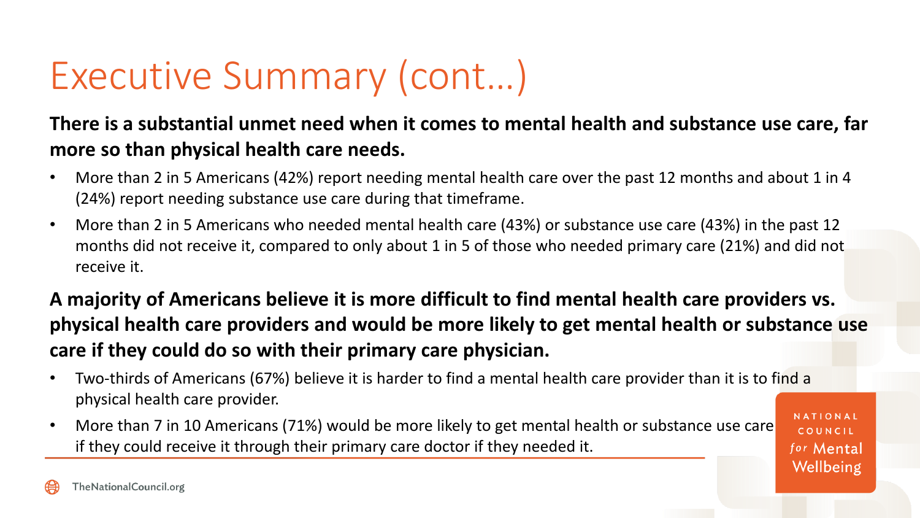# Executive Summary (cont…)

**There is a substantial unmet need when it comes to mental health and substance use care, far more so than physical health care needs.**

- More than 2 in 5 Americans (42%) report needing mental health care over the past 12 months and about 1 in 4 (24%) report needing substance use care during that timeframe.
- More than 2 in 5 Americans who needed mental health care (43%) or substance use care (43%) in the past 12 months did not receive it, compared to only about 1 in 5 of those who needed primary care (21%) and did not receive it.

**A majority of Americans believe it is more difficult to find mental health care providers vs. physical health care providers and would be more likely to get mental health or substance use care if they could do so with their primary care physician.**

- Two-thirds of Americans (67%) believe it is harder to find a mental health care provider than it is to find a physical health care provider.
- More than 7 in 10 Americans (71%) would be more likely to get mental health or substance use care if they could receive it through their primary care doctor if they needed it.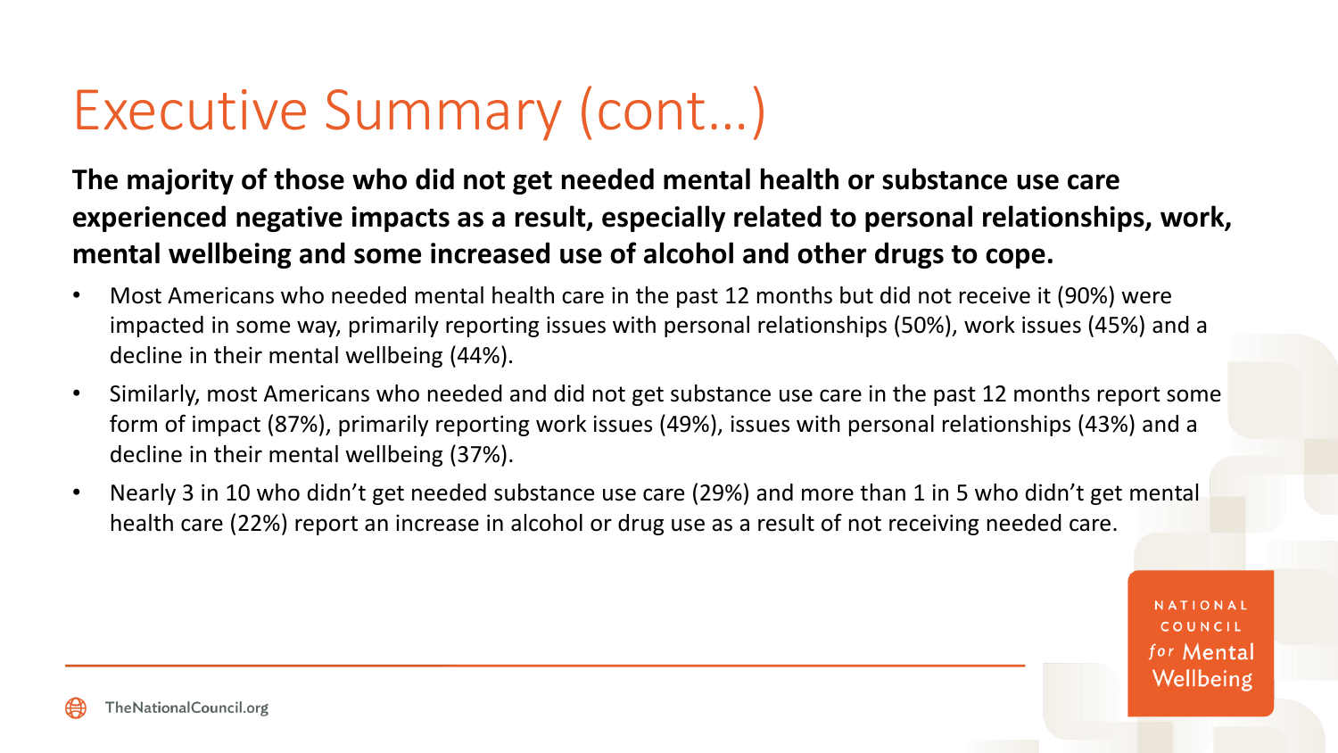# Executive Summary (cont…)

**The majority of those who did not get needed mental health or substance use care experienced negative impacts as a result, especially related to personal relationships, work, mental wellbeing and some increased use of alcohol and other drugs to cope.**

- Most Americans who needed mental health care in the past 12 months but did not receive it (90%) were impacted in some way, primarily reporting issues with personal relationships (50%), work issues (45%) and a decline in their mental wellbeing (44%).
- Similarly, most Americans who needed and did not get substance use care in the past 12 months report some form of impact (87%), primarily reporting work issues (49%), issues with personal relationships (43%) and a decline in their mental wellbeing (37%).
- Nearly 3 in 10 who didn't get needed substance use care (29%) and more than 1 in 5 who didn't get mental health care (22%) report an increase in alcohol or drug use as a result of not receiving needed care.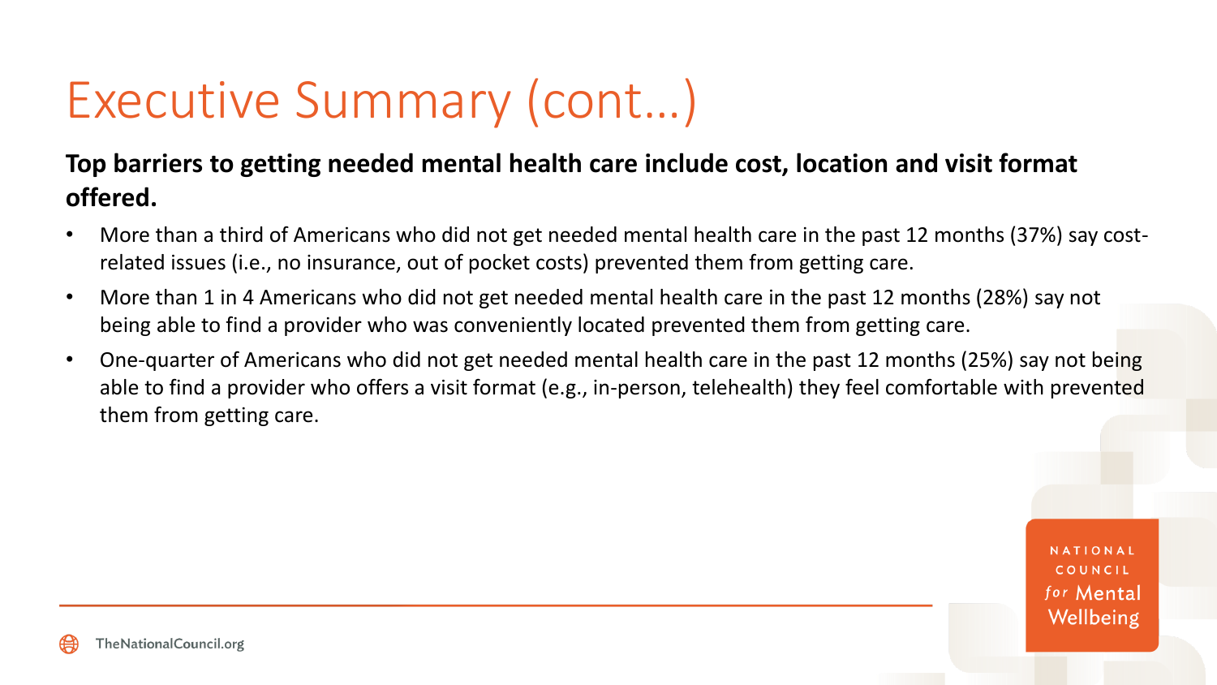# Executive Summary (cont…)

**Top barriers to getting needed mental health care include cost, location and visit format offered.**

- More than a third of Americans who did not get needed mental health care in the past 12 months (37%) say cost-related issues (i.e., no insurance, out of pocket costs) prevented them from getting care.
- More than 1 in 4 Americans who did not get needed mental health care in the past 12 months (28%) say not being able to find a provider who was conveniently located prevented them from getting care.
- One-quarter of Americans who did not get needed mental health care in the past 12 months (25%) say not being able to find a provider who offers a visit format (e.g., in-person, telehealth) they feel comfortable with prevented them from getting care.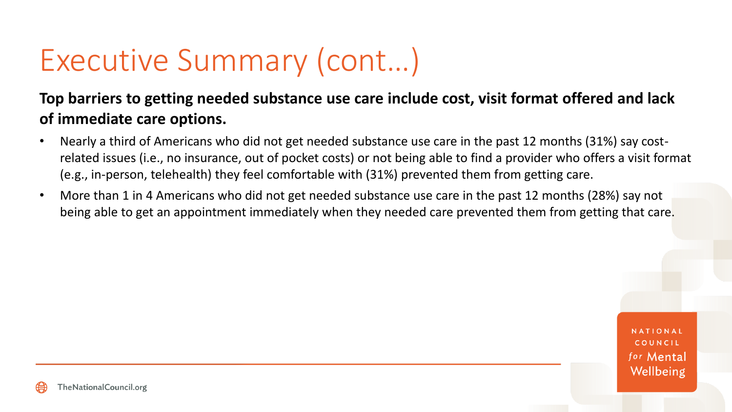# Executive Summary (cont…)

**Top barriers to getting needed substance use care include cost, visit format offered and lack of immediate care options.**

- Nearly a third of Americans who did not get needed substance use care in the past 12 months (31%) say cost-related issues (i.e., no insurance, out of pocket costs) or not being able to find a provider who offers a visit format (e.g., in-person, telehealth) they feel comfortable with (31%) prevented them from getting care.
- More than 1 in 4 Americans who did not get needed substance use care in the past 12 months (28%) say not being able to get an appointment immediately when they needed care prevented them from getting that care.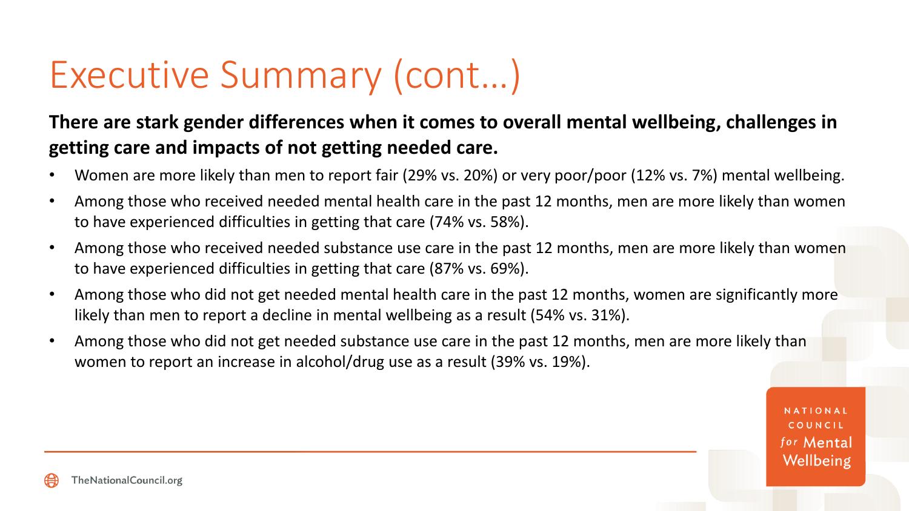# Executive Summary (cont…)

**There are stark gender differences when it comes to overall mental wellbeing, challenges in getting care and impacts of not getting needed care.**

- Women are more likely than men to report fair (29% vs. 20%) or very poor/poor (12% vs. 7%) mental wellbeing.
- Among those who received needed mental health care in the past 12 months, men are more likely than women to have experienced difficulties in getting that care (74% vs. 58%).
- Among those who received needed substance use care in the past 12 months, men are more likely than women to have experienced difficulties in getting that care (87% vs. 69%).
- Among those who did not get needed mental health care in the past 12 months, women are significantly more likely than men to report a decline in mental wellbeing as a result (54% vs. 31%).
- Among those who did not get needed substance use care in the past 12 months, men are more likely than women to report an increase in alcohol/drug use as a result (39% vs. 19%).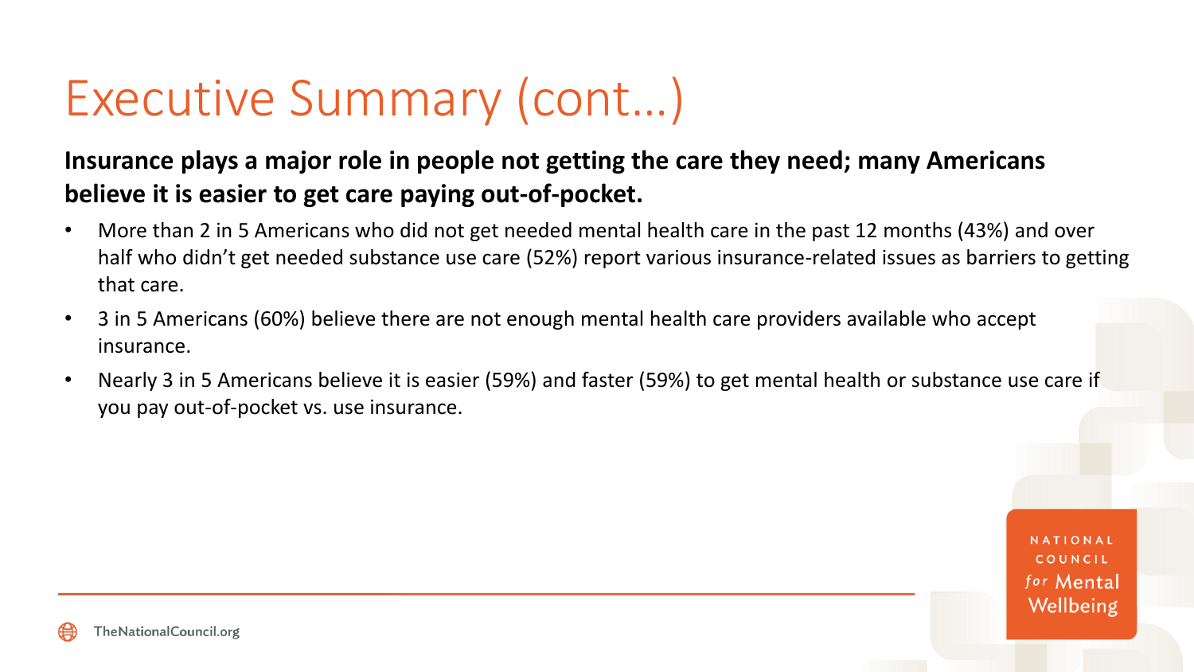# Executive Summary (cont…)

**Insurance plays a major role in people not getting the care they need; many Americans believe it is easier to get care paying out-of-pocket.**

- More than 2 in 5 Americans who did not get needed mental health care in the past 12 months (43%) and over half who didn't get needed substance use care (52%) report various insurance-related issues as barriers to getting that care.
- 3 in 5 Americans (60%) believe there are not enough mental health care providers available who accept insurance.
- Nearly 3 in 5 Americans believe it is easier (59%) and faster (59%) to get mental health or substance use care if you pay out-of-pocket vs. use insurance.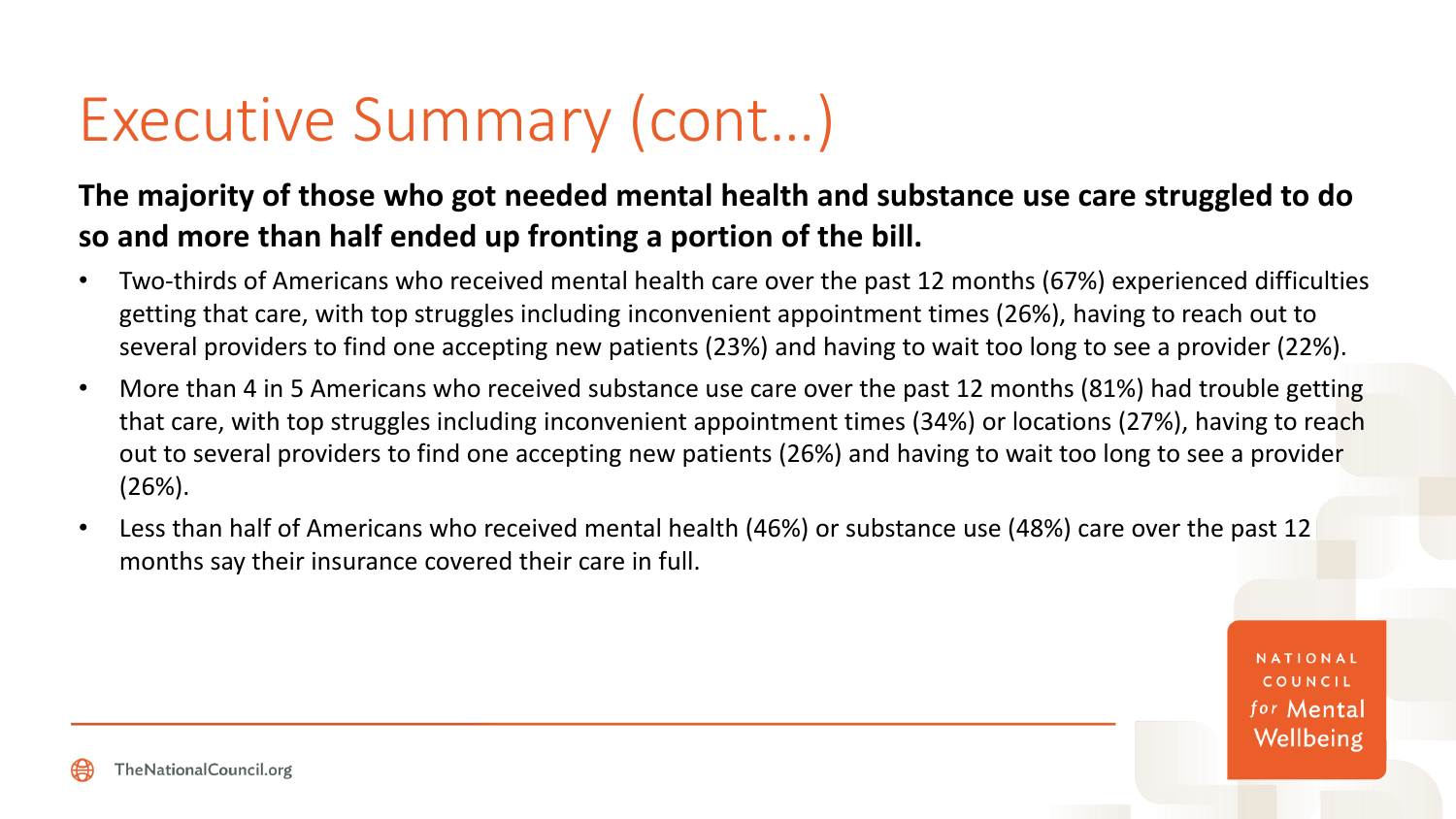# Executive Summary (cont…)

**The majority of those who got needed mental health and substance use care struggled to do so and more than half ended up fronting a portion of the bill.**

- Two-thirds of Americans who received mental health care over the past 12 months (67%) experienced difficulties getting that care, with top struggles including inconvenient appointment times (26%), having to reach out to several providers to find one accepting new patients (23%) and having to wait too long to see a provider (22%).
- More than 4 in 5 Americans who received substance use care over the past 12 months (81%) had trouble getting that care, with top struggles including inconvenient appointment times (34%) or locations (27%), having to reach out to several providers to find one accepting new patients (26%) and having to wait too long to see a provider (26%).
- Less than half of Americans who received mental health (46%) or substance use (48%) care over the past 12 months say their insurance covered their care in full.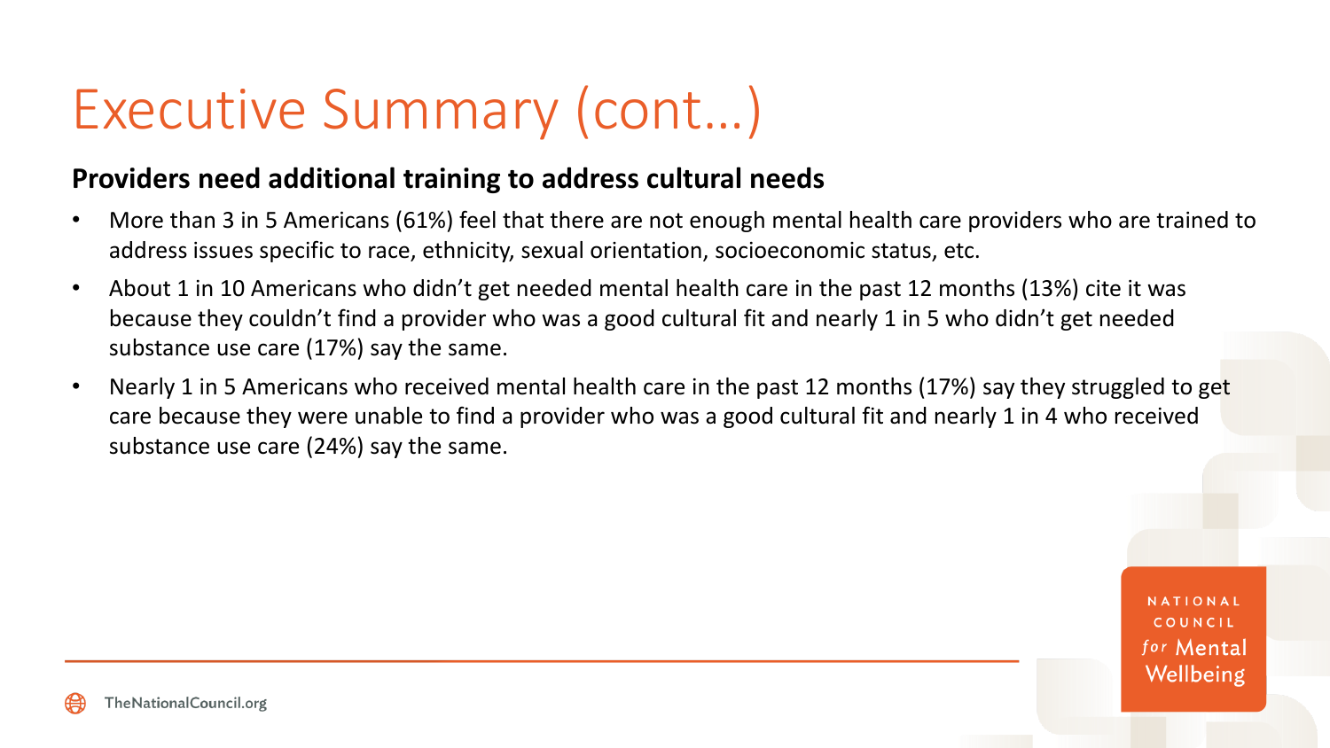# Executive Summary (cont…)

**Providers need additional training to address cultural needs**

- More than 3 in 5 Americans (61%) feel that there are not enough mental health care providers who are trained to address issues specific to race, ethnicity, sexual orientation, socioeconomic status, etc.
- About 1 in 10 Americans who didn't get needed mental health care in the past 12 months (13%) cite it was because they couldn't find a provider who was a good cultural fit and nearly 1 in 5 who didn't get needed substance use care (17%) say the same.
- Nearly 1 in 5 Americans who received mental health care in the past 12 months (17%) say they struggled to get care because they were unable to find a provider who was a good cultural fit and nearly 1 in 4 who received substance use care (24%) say the same.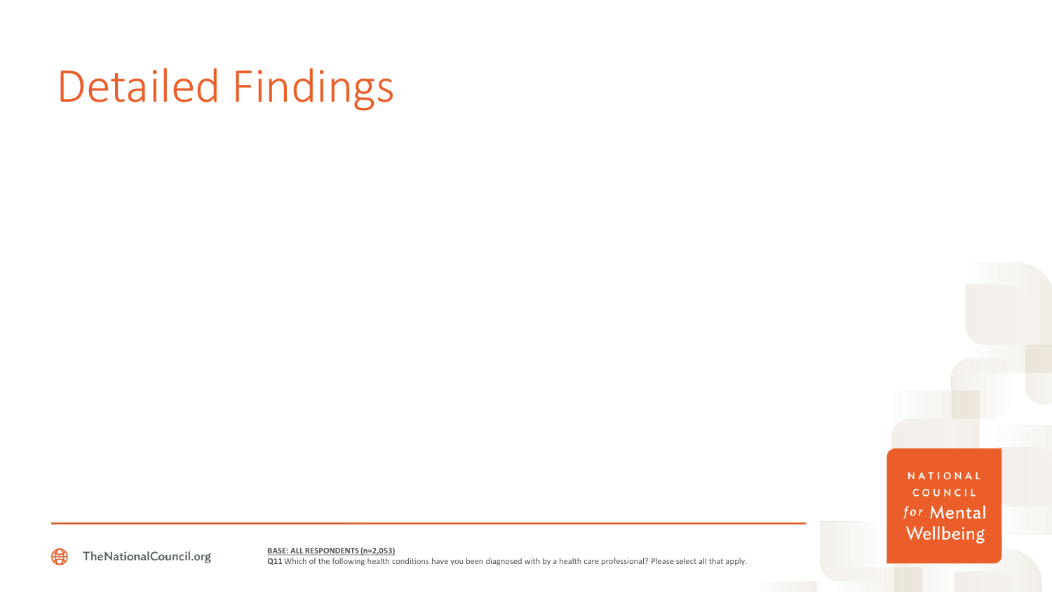# Detailed Findings

**BASE: ALL RESPONDENTS (n=2,053)**
**Q11** Which of the following health conditions have you been diagnosed with by a health care professional? Please select all that apply.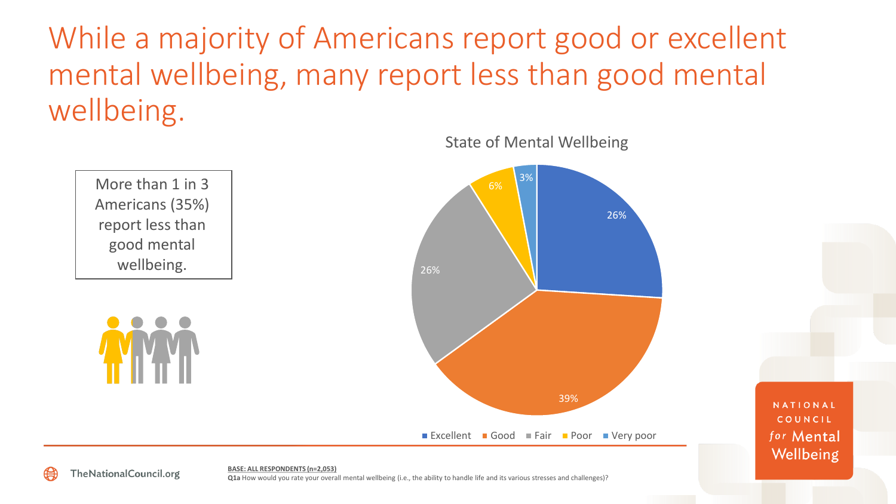# While a majority of Americans report good or excellent mental wellbeing, many report less than good mental wellbeing.

More than 1 in 3 Americans (35%) report less than good mental wellbeing.

**State of Mental Wellbeing**

| Rating | Percent |
| --- | --- |
| Excellent | 26% |
| Good | 39% |
| Fair | 26% |
| Poor | 6% |
| Very poor | 3% |

TheNationalCouncil.org

**BASE: ALL RESPONDENTS (n=2,053)**
**Q1a** How would you rate your overall mental wellbeing (i.e., the ability to handle life and its various stresses and challenges)?

NATIONAL COUNCIL *for* Mental Wellbeing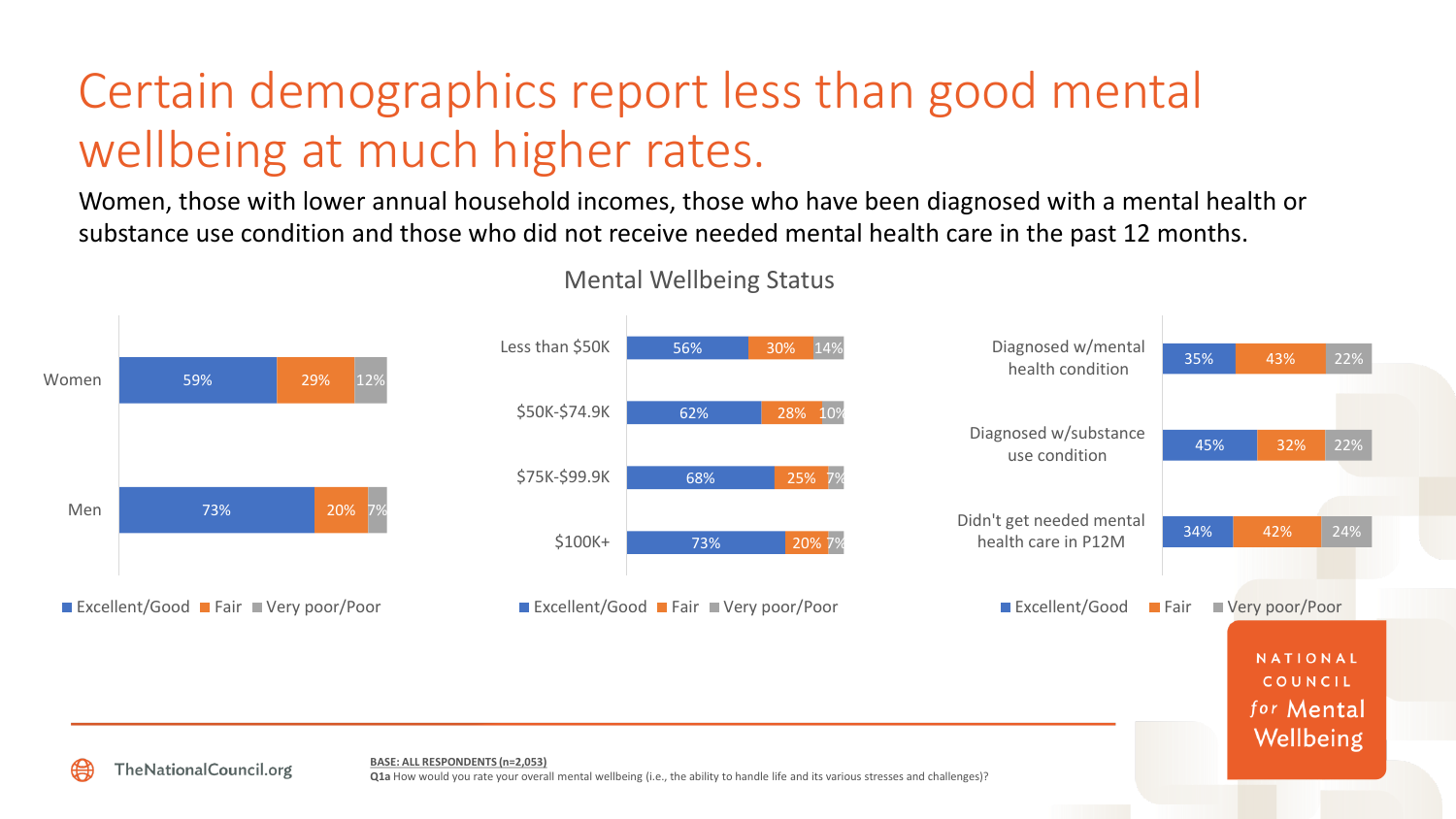# Certain demographics report less than good mental wellbeing at much higher rates.

Women, those with lower annual household incomes, those who have been diagnosed with a mental health or substance use condition and those who did not receive needed mental health care in the past 12 months.

## Mental Wellbeing Status

| | Excellent/Good | Fair | Very poor/Poor |
|---|---|---|---|
| Women | 59% | 29% | 12% |
| Men | 73% | 20% | 7% |

| | Excellent/Good | Fair | Very poor/Poor |
|---|---|---|---|
| Less than $50K | 56% | 30% | 14% |
| $50K-$74.9K | 62% | 28% | 10% |
| $75K-$99.9K | 68% | 25% | 7% |
| $100K+ | 73% | 20% | 7% |

| | Excellent/Good | Fair | Very poor/Poor |
|---|---|---|---|
| Diagnosed w/mental health condition | 35% | 43% | 22% |
| Diagnosed w/substance use condition | 45% | 32% | 22% |
| Didn't get needed mental health care in P12M | 34% | 42% | 24% |

BASE: ALL RESPONDENTS (n=2,053)

**Q1a** How would you rate your overall mental wellbeing (i.e., the ability to handle life and its various stresses and challenges)?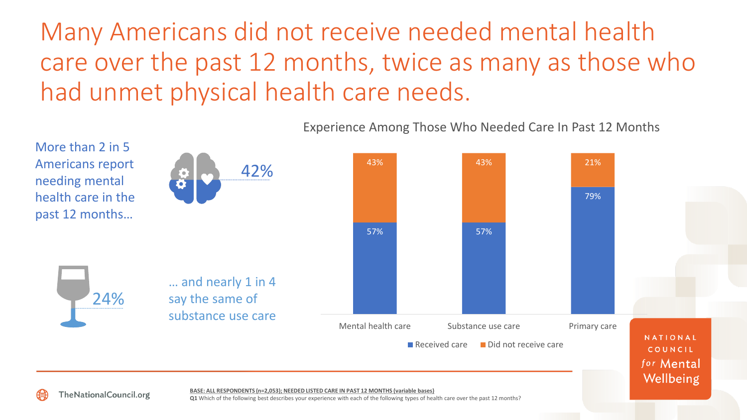# Many Americans did not receive needed mental health care over the past 12 months, twice as many as those who had unmet physical health care needs.

More than 2 in 5 Americans report needing mental health care in the past 12 months…

42%

24%

… and nearly 1 in 4 say the same of substance use care

**Experience Among Those Who Needed Care In Past 12 Months**

| | Received care | Did not receive care |
|---|---|---|
| Mental health care | 57% | 43% |
| Substance use care | 57% | 43% |
| Primary care | 79% | 21% |

BASE: ALL RESPONDENTS (n=2,053); NEEDED LISTED CARE IN PAST 12 MONTHS (variable bases)

**Q1** Which of the following best describes your experience with each of the following types of health care over the past 12 months?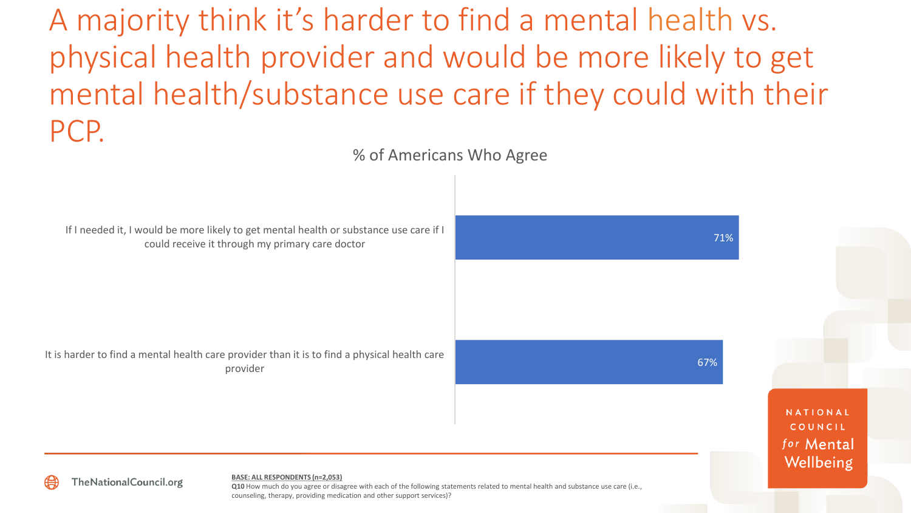# A majority think it's harder to find a mental health vs. physical health provider and would be more likely to get mental health/substance use care if they could with their PCP.

% of Americans Who Agree

| Statement | % Agree |
| --- | --- |
| If I needed it, I would be more likely to get mental health or substance use care if I could receive it through my primary care doctor | 71% |
| It is harder to find a mental health care provider than it is to find a physical health care provider | 67% |

BASE: ALL RESPONDENTS (n=2,053)

**Q10** How much do you agree or disagree with each of the following statements related to mental health and substance use care (i.e., counseling, therapy, providing medication and other support services)?

TheNationalCouncil.org

NATIONAL COUNCIL *for* Mental Wellbeing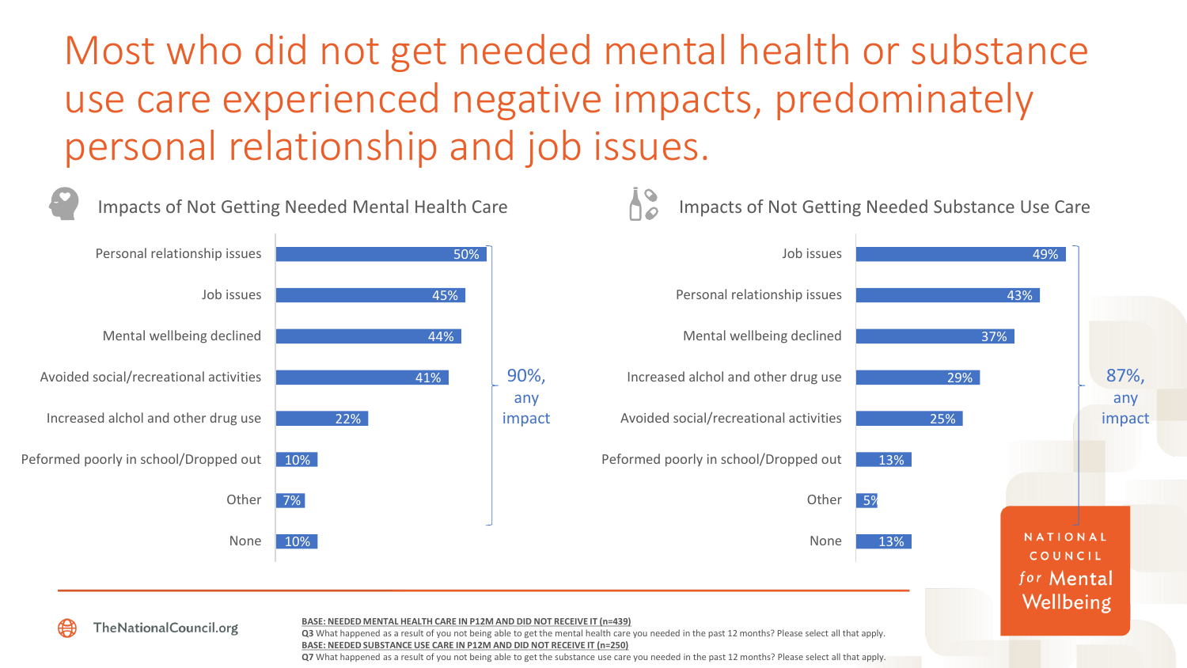# Most who did not get needed mental health or substance use care experienced negative impacts, predominately personal relationship and job issues.

## Impacts of Not Getting Needed Mental Health Care

| Impact | % |
|---|---|
| Personal relationship issues | 50% |
| Job issues | 45% |
| Mental wellbeing declined | 44% |
| Avoided social/recreational activities | 41% |
| Increased alchol and other drug use | 22% |
| Peformed poorly in school/Dropped out | 10% |
| Other | 7% |
| None | 10% |

90%, any impact

## Impacts of Not Getting Needed Substance Use Care

| Impact | % |
|---|---|
| Job issues | 49% |
| Personal relationship issues | 43% |
| Mental wellbeing declined | 37% |
| Increased alchol and other drug use | 29% |
| Avoided social/recreational activities | 25% |
| Peformed poorly in school/Dropped out | 13% |
| Other | 5% |
| None | 13% |

87%, any impact

TheNationalCouncil.org

NATIONAL COUNCIL *for* Mental Wellbeing

BASE: NEEDED MENTAL HEALTH CARE IN P12M AND DID NOT RECEIVE IT (n=439)
**Q3** What happened as a result of you not being able to get the mental health care you needed in the past 12 months? Please select all that apply.
BASE: NEEDED SUBSTANCE USE CARE IN P12M AND DID NOT RECEIVE IT (n=250)
**Q7** What happened as a result of you not being able to get the substance use care you needed in the past 12 months? Please select all that apply.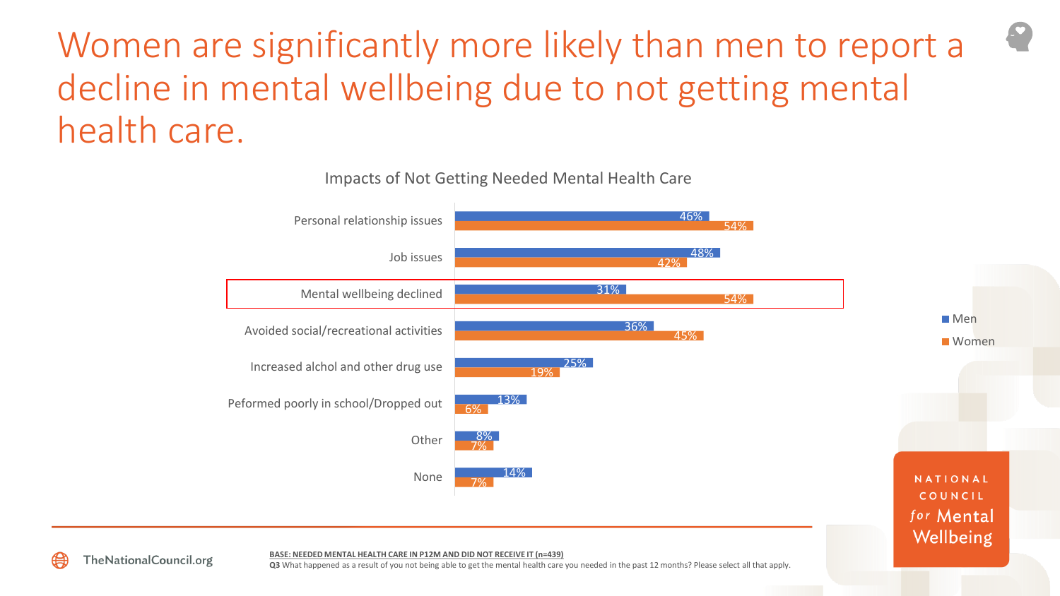# Women are significantly more likely than men to report a decline in mental wellbeing due to not getting mental health care.

**Impacts of Not Getting Needed Mental Health Care**

| | Men | Women |
|---|---|---|
| Personal relationship issues | 46% | 54% |
| Job issues | 48% | 42% |
| Mental wellbeing declined | 31% | 54% |
| Avoided social/recreational activities | 36% | 45% |
| Increased alchol and other drug use | 25% | 19% |
| Peformed poorly in school/Dropped out | 13% | 6% |
| Other | 8% | 7% |
| None | 14% | 7% |

BASE: NEEDED MENTAL HEALTH CARE IN P12M AND DID NOT RECEIVE IT (n=439)
Q3 What happened as a result of you not being able to get the mental health care you needed in the past 12 months? Please select all that apply.

TheNationalCouncil.org

NATIONAL COUNCIL for Mental Wellbeing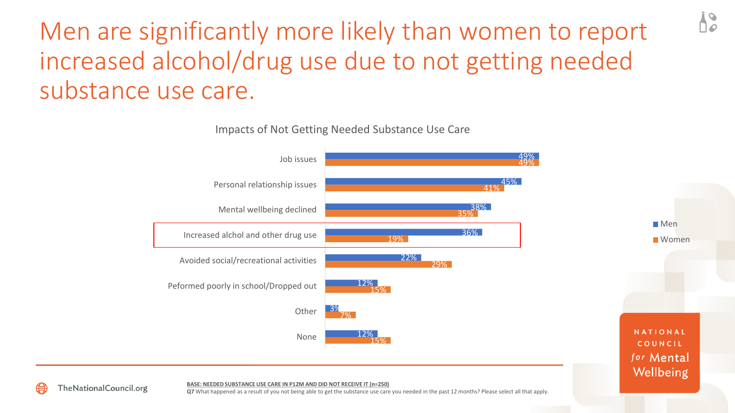# Men are significantly more likely than women to report increased alcohol/drug use due to not getting needed substance use care.

**Impacts of Not Getting Needed Substance Use Care**

| | Men | Women |
|---|---|---|
| Job issues | 49% | 49% |
| Personal relationship issues | 45% | 41% |
| Mental wellbeing declined | 38% | 35% |
| Increased alchol and other drug use | 36% | 19% |
| Avoided social/recreational activities | 22% | 29% |
| Peformed poorly in school/Dropped out | 12% | 15% |
| Other | 3% | 7% |
| None | 12% | 15% |

BASE: NEEDED SUBSTANCE USE CARE IN P12M AND DID NOT RECEIVE IT (n=250)

Q7 What happened as a result of you not being able to get the substance use care you needed in the past 12 months? Please select all that apply.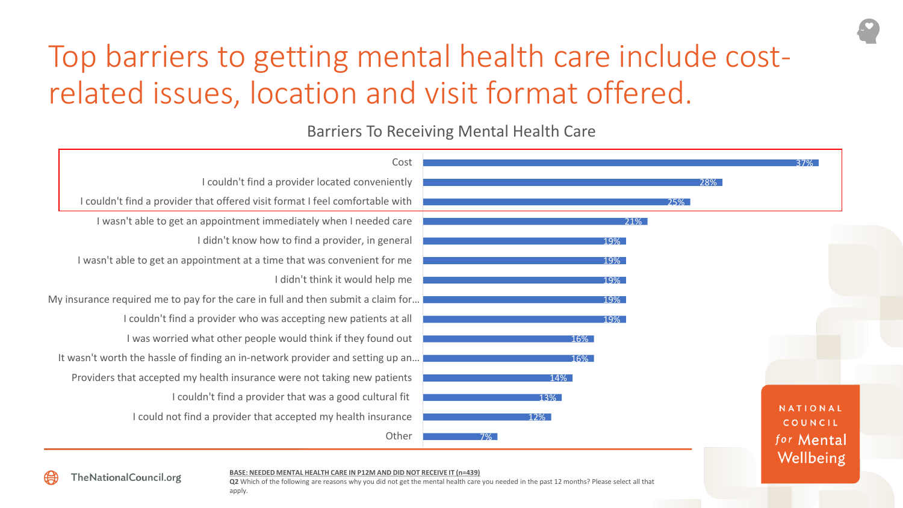# Top barriers to getting mental health care include cost-related issues, location and visit format offered.

## Barriers To Receiving Mental Health Care

| Barrier | % |
|---|---|
| Cost | 37% |
| I couldn't find a provider located conveniently | 28% |
| I couldn't find a provider that offered visit format I feel comfortable with | 25% |
| I wasn't able to get an appointment immediately when I needed care | 21% |
| I didn't know how to find a provider, in general | 19% |
| I wasn't able to get an appointment at a time that was convenient for me | 19% |
| I didn't think it would help me | 19% |
| My insurance required me to pay for the care in full and then submit a claim for... | 19% |
| I couldn't find a provider who was accepting new patients at all | 19% |
| I was worried what other people would think if they found out | 16% |
| It wasn't worth the hassle of finding an in-network provider and setting up an... | 16% |
| Providers that accepted my health insurance were not taking new patients | 14% |
| I couldn't find a provider that was a good cultural fit | 13% |
| I could not find a provider that accepted my health insurance | 12% |
| Other | 7% |

BASE: NEEDED MENTAL HEALTH CARE IN P12M AND DID NOT RECEIVE IT (n=439)

**Q2** Which of the following are reasons why you did not get the mental health care you needed in the past 12 months? Please select all that apply.

TheNationalCouncil.org

NATIONAL COUNCIL for Mental Wellbeing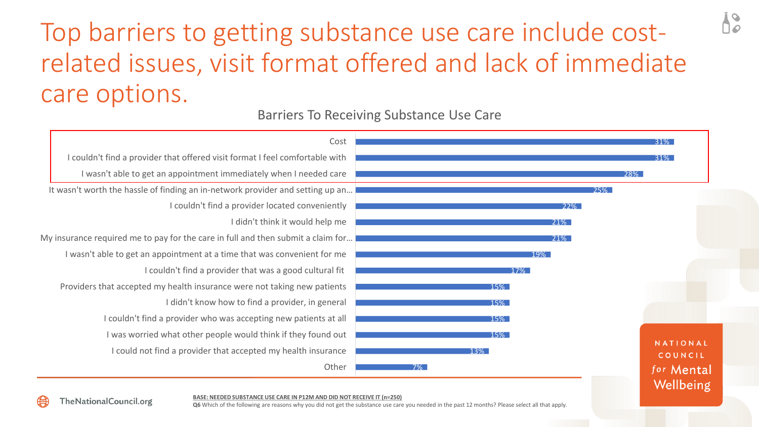# Top barriers to getting substance use care include cost-related issues, visit format offered and lack of immediate care options.

## Barriers To Receiving Substance Use Care

| Barrier | % |
|---|---|
| Cost | 31% |
| I couldn't find a provider that offered visit format I feel comfortable with | 31% |
| I wasn't able to get an appointment immediately when I needed care | 28% |
| It wasn't worth the hassle of finding an in-network provider and setting up an... | 25% |
| I couldn't find a provider located conveniently | 22% |
| I didn't think it would help me | 21% |
| My insurance required me to pay for the care in full and then submit a claim for... | 21% |
| I wasn't able to get an appointment at a time that was convenient for me | 19% |
| I couldn't find a provider that was a good cultural fit | 17% |
| Providers that accepted my health insurance were not taking new patients | 15% |
| I didn't know how to find a provider, in general | 15% |
| I couldn't find a provider who was accepting new patients at all | 15% |
| I was worried what other people would think if they found out | 15% |
| I could not find a provider that accepted my health insurance | 13% |
| Other | 7% |

**BASE: NEEDED SUBSTANCE USE CARE IN P12M AND DID NOT RECEIVE IT (n=250)**

Q6 Which of the following are reasons why you did not get the substance use care you needed in the past 12 months? Please select all that apply.

TheNationalCouncil.org

NATIONAL COUNCIL for Mental Wellbeing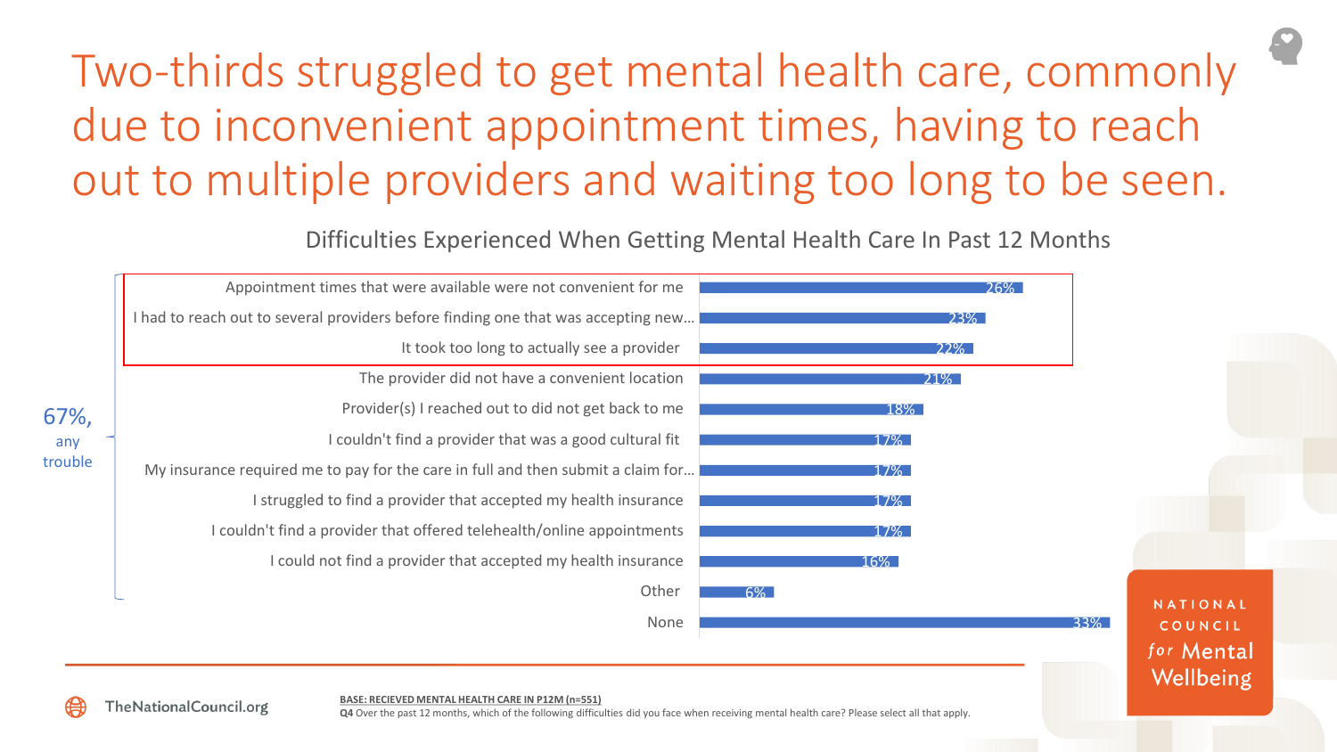# Two-thirds struggled to get mental health care, commonly due to inconvenient appointment times, having to reach out to multiple providers and waiting too long to be seen.

## Difficulties Experienced When Getting Mental Health Care In Past 12 Months

**67%, any trouble**

| Difficulty | % |
|---|---|
| Appointment times that were available were not convenient for me | 26% |
| I had to reach out to several providers before finding one that was accepting new... | 23% |
| It took too long to actually see a provider | 22% |
| The provider did not have a convenient location | 21% |
| Provider(s) I reached out to did not get back to me | 18% |
| I couldn't find a provider that was a good cultural fit | 17% |
| My insurance required me to pay for the care in full and then submit a claim for... | 17% |
| I struggled to find a provider that accepted my health insurance | 17% |
| I couldn't find a provider that offered telehealth/online appointments | 17% |
| I could not find a provider that accepted my health insurance | 16% |
| Other | 6% |
| None | 33% |

BASE: RECIEVED MENTAL HEALTH CARE IN P12M (n=551)

**Q4** Over the past 12 months, which of the following difficulties did you face when receiving mental health care? Please select all that apply.

TheNationalCouncil.org

NATIONAL COUNCIL *for* Mental Wellbeing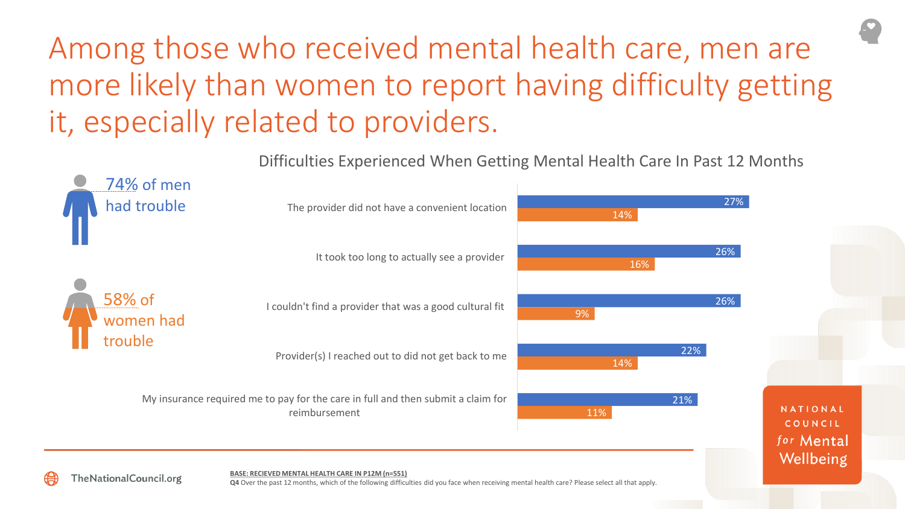# Among those who received mental health care, men are more likely than women to report having difficulty getting it, especially related to providers.

74% of men had trouble

58% of women had trouble

## Difficulties Experienced When Getting Mental Health Care In Past 12 Months

| Difficulty | Men | Women |
|---|---|---|
| The provider did not have a convenient location | 27% | 14% |
| It took too long to actually see a provider | 26% | 16% |
| I couldn't find a provider that was a good cultural fit | 26% | 9% |
| Provider(s) I reached out to did not get back to me | 22% | 14% |
| My insurance required me to pay for the care in full and then submit a claim for reimbursement | 21% | 11% |

TheNationalCouncil.org

BASE: RECIEVED MENTAL HEALTH CARE IN P12M (n=551)

**Q4** Over the past 12 months, which of the following difficulties did you face when receiving mental health care? Please select all that apply.

NATIONAL COUNCIL *for* Mental Wellbeing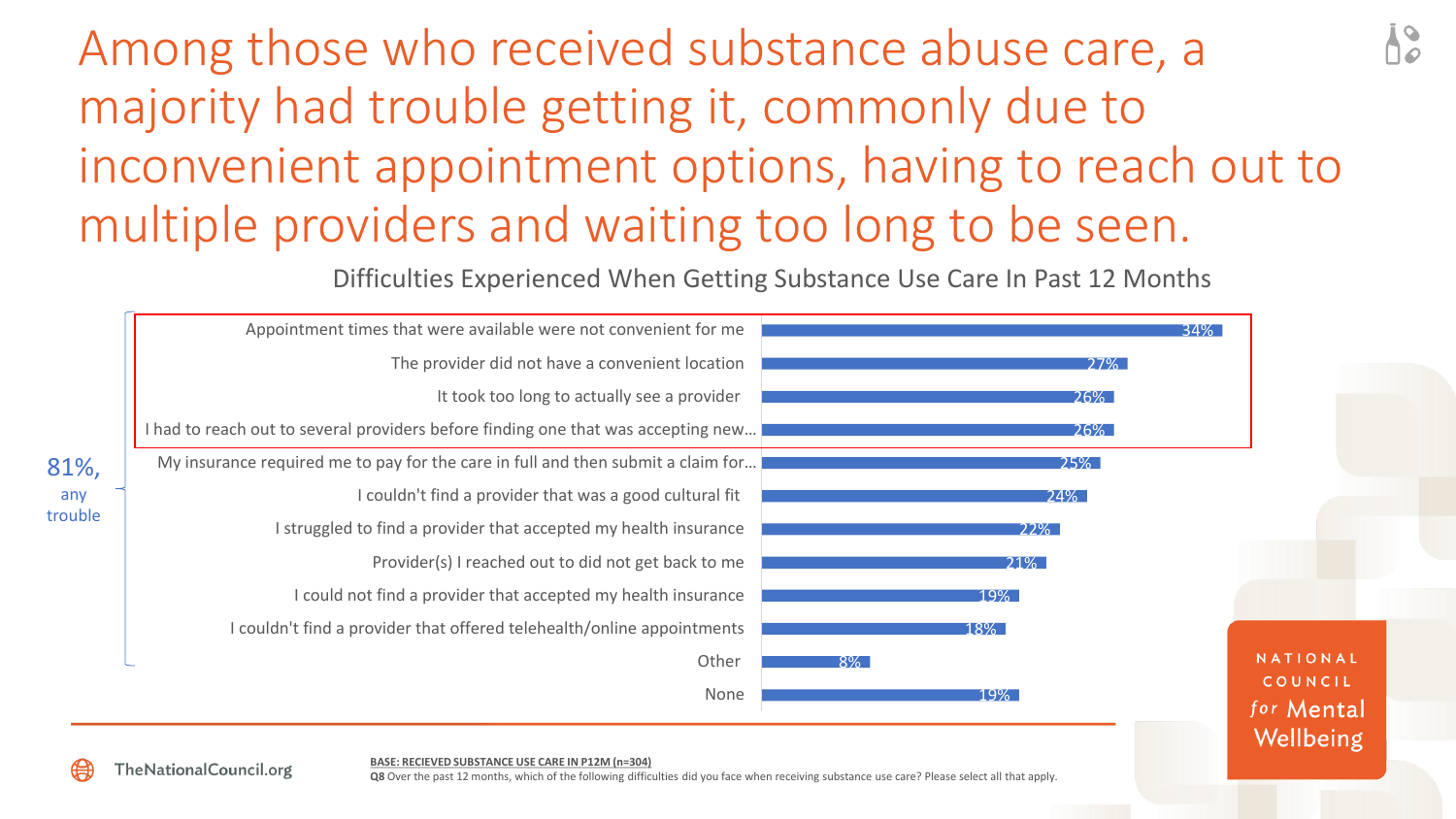# Among those who received substance abuse care, a majority had trouble getting it, commonly due to inconvenient appointment options, having to reach out to multiple providers and waiting too long to be seen.

Difficulties Experienced When Getting Substance Use Care In Past 12 Months

| Difficulty | % |
| --- | --- |
| Appointment times that were available were not convenient for me | 34% |
| The provider did not have a convenient location | 27% |
| It took too long to actually see a provider | 26% |
| I had to reach out to several providers before finding one that was accepting new... | 26% |
| My insurance required me to pay for the care in full and then submit a claim for... | 25% |
| I couldn't find a provider that was a good cultural fit | 24% |
| I struggled to find a provider that accepted my health insurance | 22% |
| Provider(s) I reached out to did not get back to me | 21% |
| I could not find a provider that accepted my health insurance | 19% |
| I couldn't find a provider that offered telehealth/online appointments | 18% |
| Other | 8% |
| None | 19% |

81%, any trouble

BASE: RECIEVED SUBSTANCE USE CARE IN P12M (n=304)

Q8 Over the past 12 months, which of the following difficulties did you face when receiving substance use care? Please select all that apply.

TheNationalCouncil.org

NATIONAL COUNCIL for Mental Wellbeing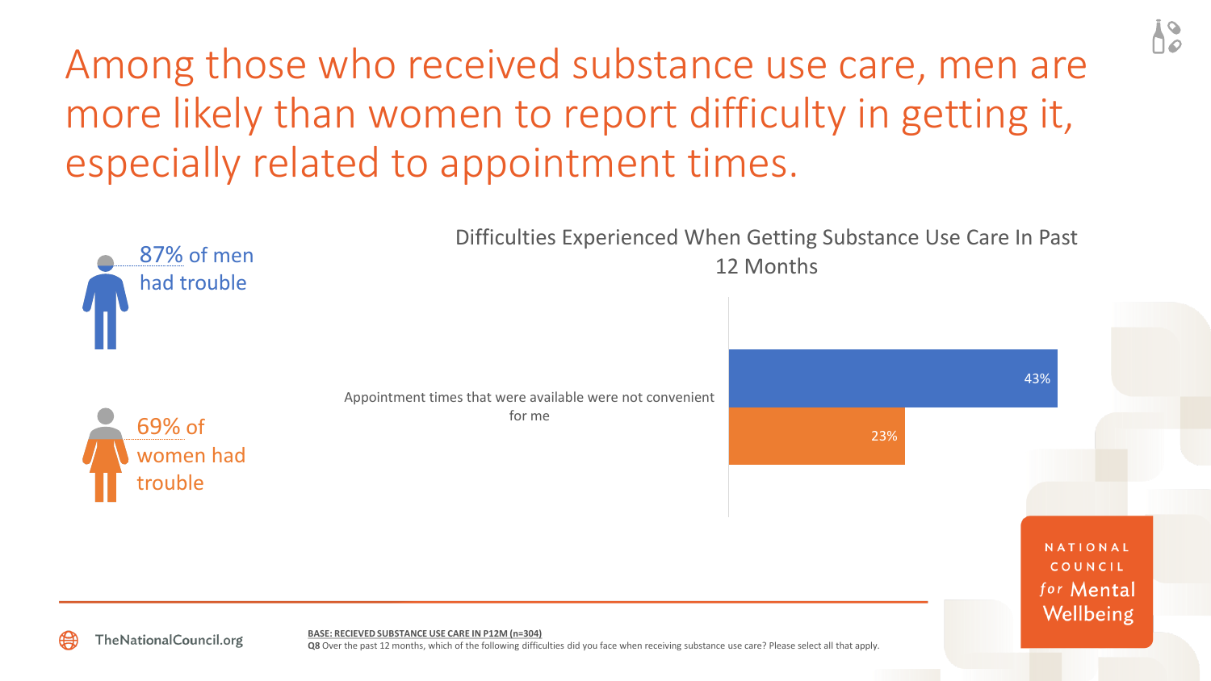# Among those who received substance use care, men are more likely than women to report difficulty in getting it, especially related to appointment times.

87% of men had trouble

69% of women had trouble

## Difficulties Experienced When Getting Substance Use Care In Past 12 Months

| | Men | Women |
|---|---|---|
| Appointment times that were available were not convenient for me | 43% | 23% |

**BASE: RECIEVED SUBSTANCE USE CARE IN P12M (n=304)**

**Q8** Over the past 12 months, which of the following difficulties did you face when receiving substance use care? Please select all that apply.

TheNationalCouncil.org

NATIONAL COUNCIL for Mental Wellbeing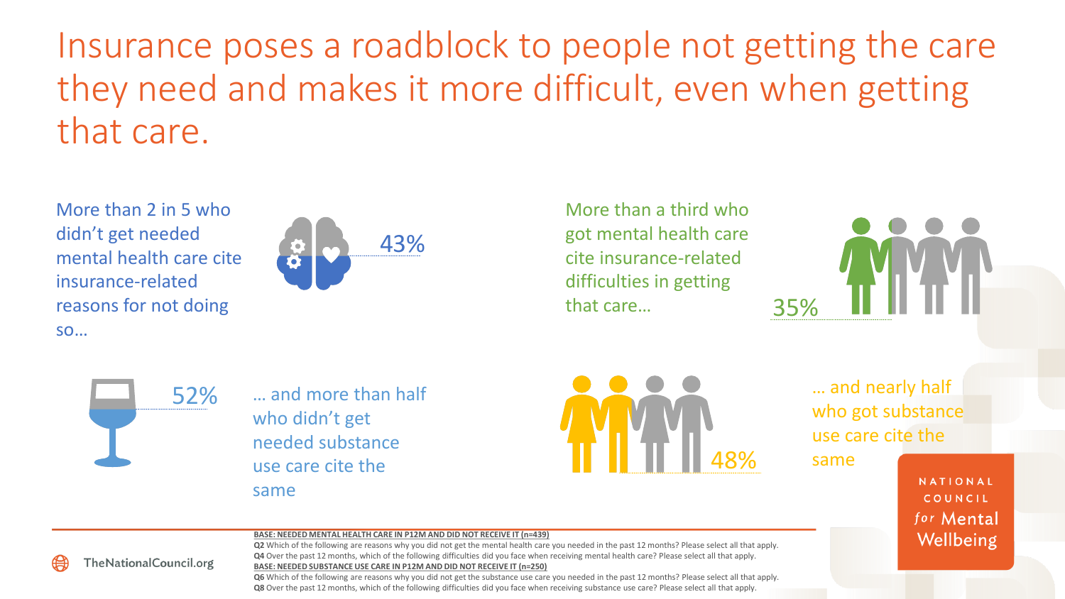# Insurance poses a roadblock to people not getting the care they need and makes it more difficult, even when getting that care.

More than 2 in 5 who didn't get needed mental health care cite insurance-related reasons for not doing so…

43%

More than a third who got mental health care cite insurance-related difficulties in getting that care…

35%

52%

… and more than half who didn't get needed substance use care cite the same

48%

… and nearly half who got substance use care cite the same

**BASE: NEEDED MENTAL HEALTH CARE IN P12M AND DID NOT RECEIVE IT (n=439)**

**Q2** Which of the following are reasons why you did not get the mental health care you needed in the past 12 months? Please select all that apply.

**Q4** Over the past 12 months, which of the following difficulties did you face when receiving mental health care? Please select all that apply.

**BASE: NEEDED SUBSTANCE USE CARE IN P12M AND DID NOT RECEIVE IT (n=250)**

**Q6** Which of the following are reasons why you did not get the substance use care you needed in the past 12 months? Please select all that apply.

**Q8** Over the past 12 months, which of the following difficulties did you face when receiving substance use care? Please select all that apply.

TheNationalCouncil.org

NATIONAL COUNCIL for Mental Wellbeing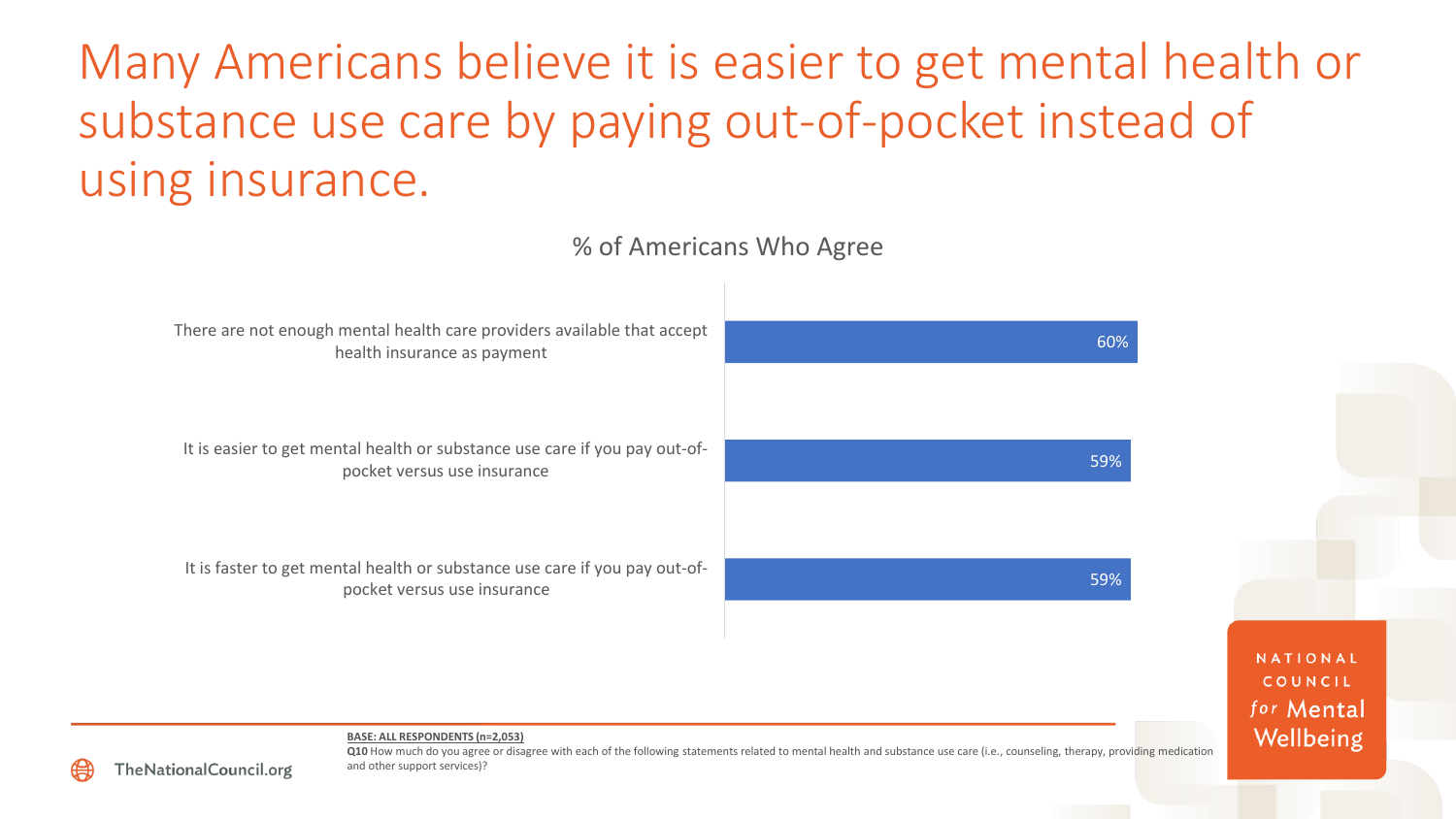# Many Americans believe it is easier to get mental health or substance use care by paying out-of-pocket instead of using insurance.

% of Americans Who Agree

| Statement | % |
|---|---|
| There are not enough mental health care providers available that accept health insurance as payment | 60% |
| It is easier to get mental health or substance use care if you pay out-of-pocket versus use insurance | 59% |
| It is faster to get mental health or substance use care if you pay out-of-pocket versus use insurance | 59% |

**BASE: ALL RESPONDENTS (n=2,053)**

**Q10** How much do you agree or disagree with each of the following statements related to mental health and substance use care (i.e., counseling, therapy, providing medication and other support services)?

TheNationalCouncil.org

NATIONAL COUNCIL for Mental Wellbeing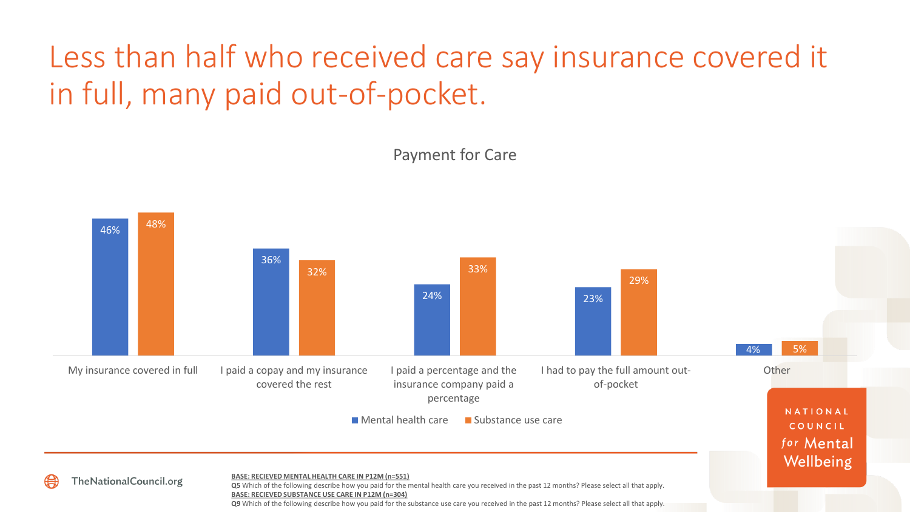# Less than half who received care say insurance covered it in full, many paid out-of-pocket.

**Payment for Care**

| | Mental health care | Substance use care |
|---|---|---|
| My insurance covered in full | 46% | 48% |
| I paid a copay and my insurance covered the rest | 36% | 32% |
| I paid a percentage and the insurance company paid a percentage | 24% | 33% |
| I had to pay the full amount out-of-pocket | 23% | 29% |
| Other | 4% | 5% |

BASE: RECIEVED MENTAL HEALTH CARE IN P12M (n=551)
Q5 Which of the following describe how you paid for the mental health care you received in the past 12 months? Please select all that apply.
BASE: RECIEVED SUBSTANCE USE CARE IN P12M (n=304)
Q9 Which of the following describe how you paid for the substance use care you received in the past 12 months? Please select all that apply.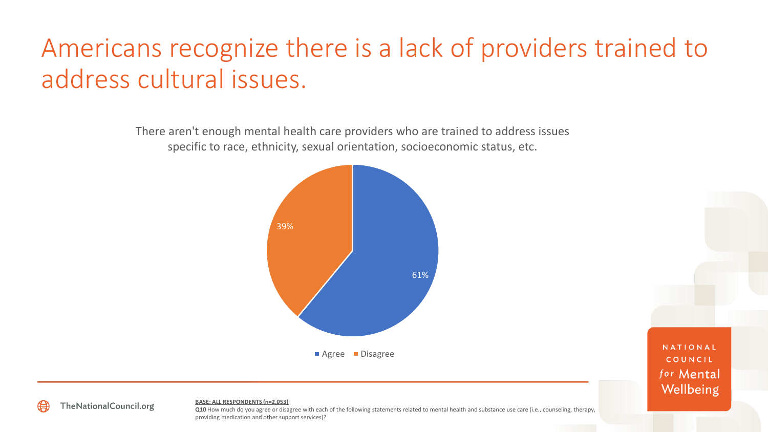# Americans recognize there is a lack of providers trained to address cultural issues.

There aren't enough mental health care providers who are trained to address issues specific to race, ethnicity, sexual orientation, socioeconomic status, etc.

| Response | Percentage |
| --- | --- |
| Agree | 61% |
| Disagree | 39% |

**BASE: ALL RESPONDENTS (n=2,053)**

**Q10** How much do you agree or disagree with each of the following statements related to mental health and substance use care (i.e., counseling, therapy, providing medication and other support services)?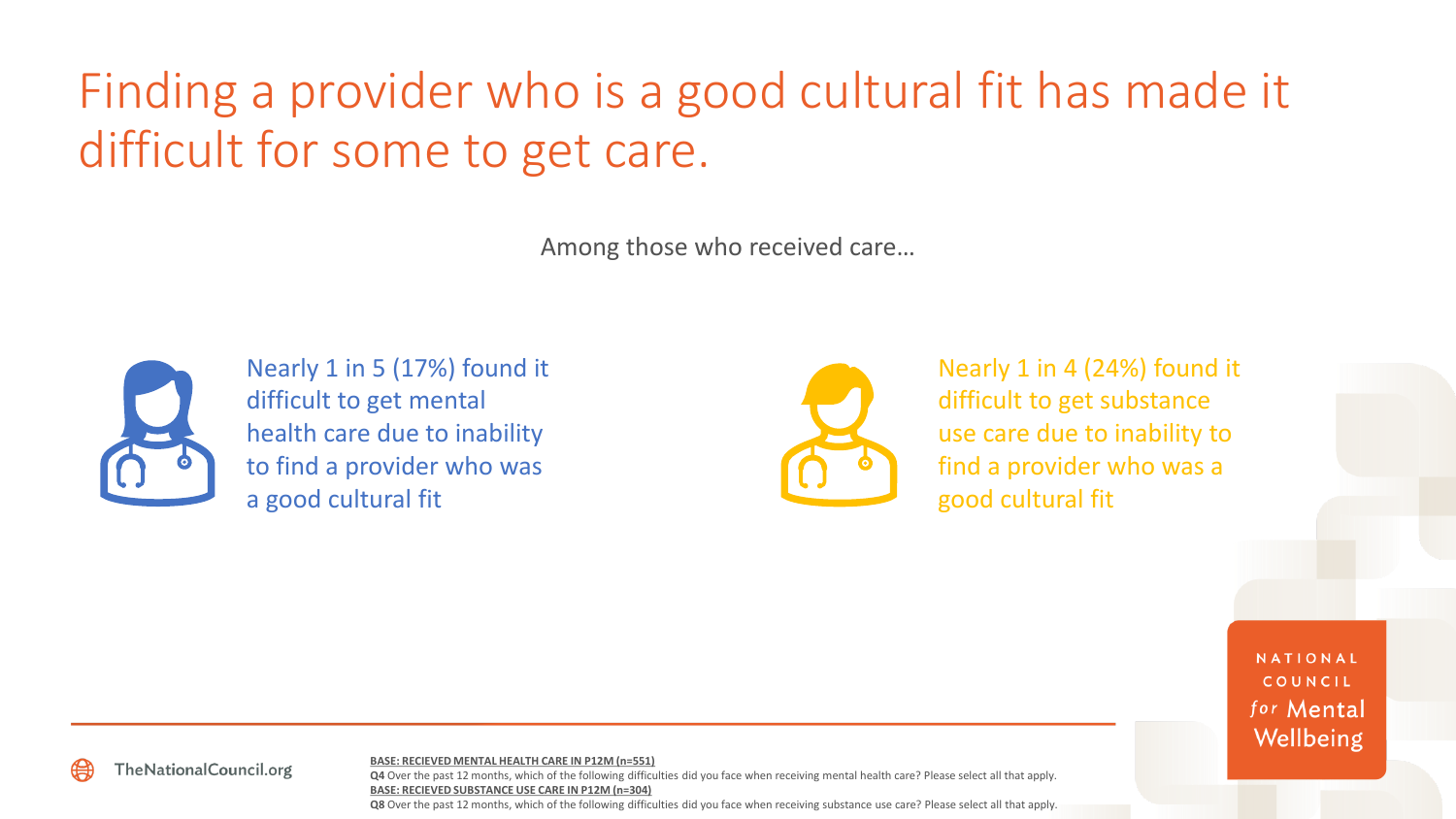# Finding a provider who is a good cultural fit has made it difficult for some to get care.

Among those who received care…

Nearly 1 in 5 (17%) found it difficult to get mental health care due to inability to find a provider who was a good cultural fit

Nearly 1 in 4 (24%) found it difficult to get substance use care due to inability to find a provider who was a good cultural fit

TheNationalCouncil.org

**BASE: RECIEVED MENTAL HEALTH CARE IN P12M (n=551)**
**Q4** Over the past 12 months, which of the following difficulties did you face when receiving mental health care? Please select all that apply.
**BASE: RECIEVED SUBSTANCE USE CARE IN P12M (n=304)**
**Q8** Over the past 12 months, which of the following difficulties did you face when receiving substance use care? Please select all that apply.

NATIONAL COUNCIL *for* Mental Wellbeing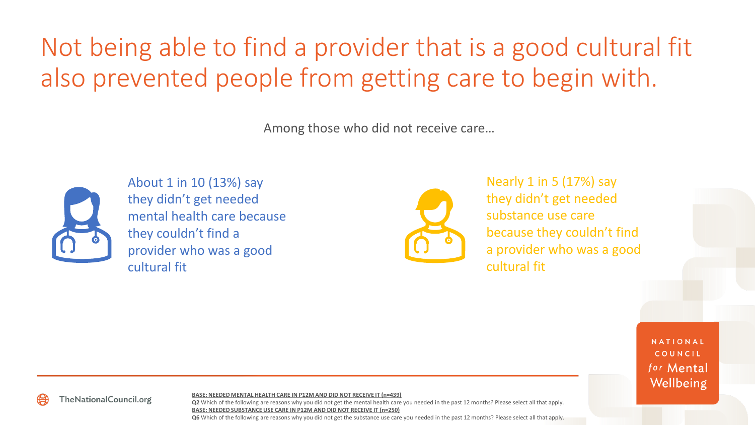# Not being able to find a provider that is a good cultural fit also prevented people from getting care to begin with.

Among those who did not receive care…

About 1 in 10 (13%) say they didn't get needed mental health care because they couldn't find a provider who was a good cultural fit

Nearly 1 in 5 (17%) say they didn't get needed substance use care because they couldn't find a provider who was a good cultural fit

**BASE: NEEDED MENTAL HEALTH CARE IN P12M AND DID NOT RECEIVE IT (n=439)**
**Q2** Which of the following are reasons why you did not get the mental health care you needed in the past 12 months? Please select all that apply.
**BASE: NEEDED SUBSTANCE USE CARE IN P12M AND DID NOT RECEIVE IT (n=250)**
**Q6** Which of the following are reasons why you did not get the substance use care you needed in the past 12 months? Please select all that apply.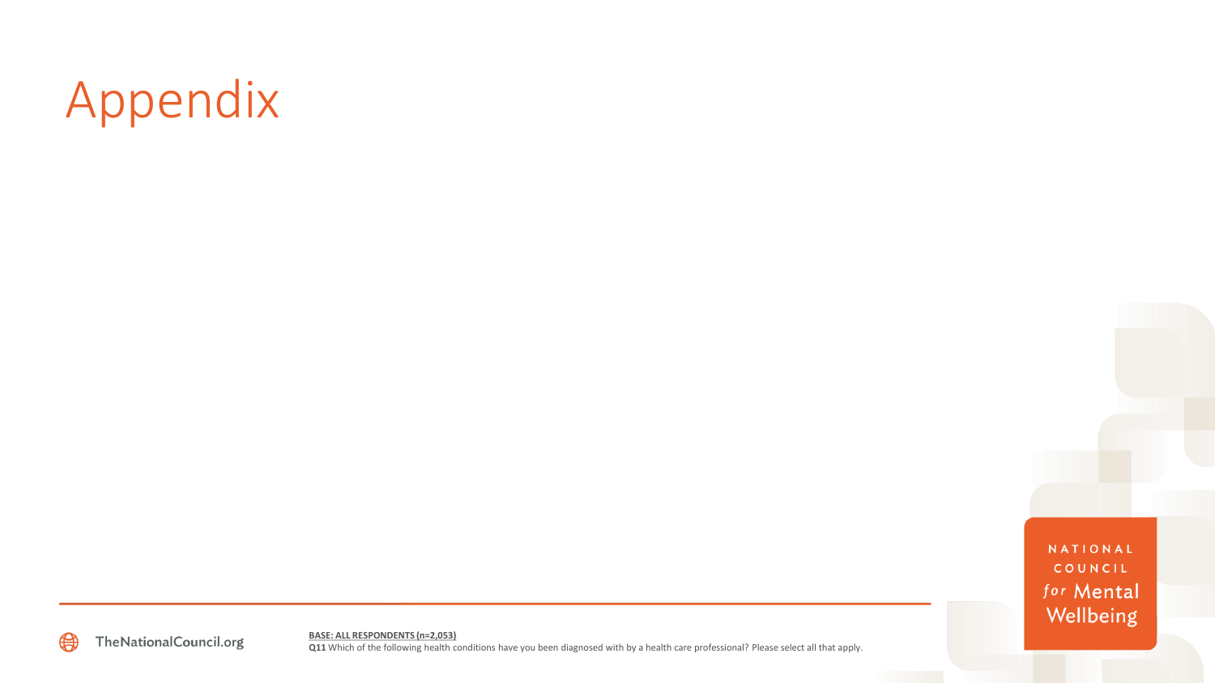# Appendix

**BASE: ALL RESPONDENTS (n=2,053)**
**Q11** Which of the following health conditions have you been diagnosed with by a health care professional? Please select all that apply.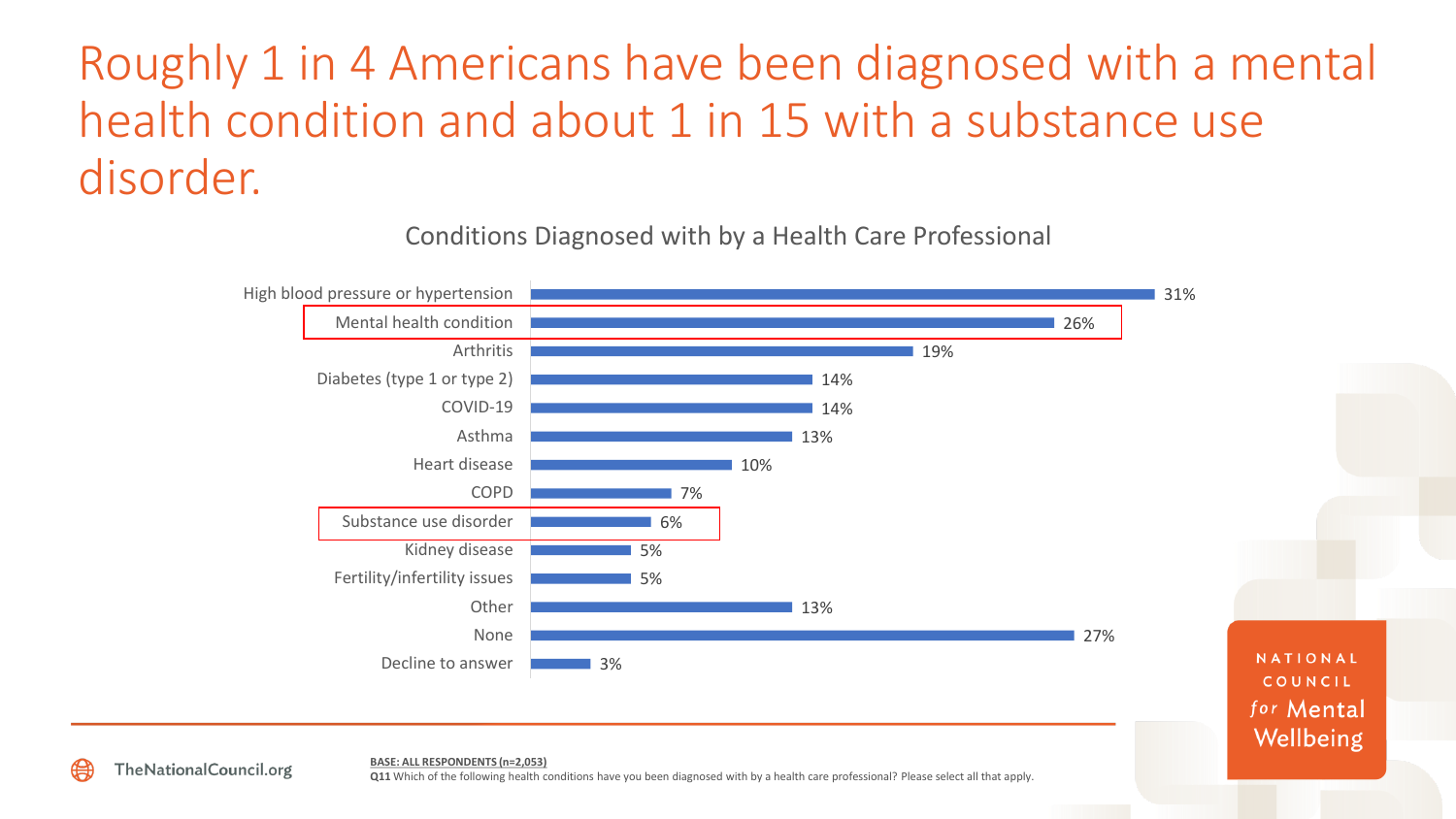# Roughly 1 in 4 Americans have been diagnosed with a mental health condition and about 1 in 15 with a substance use disorder.

## Conditions Diagnosed with by a Health Care Professional

| Condition | % |
|---|---|
| High blood pressure or hypertension | 31% |
| Mental health condition | 26% |
| Arthritis | 19% |
| Diabetes (type 1 or type 2) | 14% |
| COVID-19 | 14% |
| Asthma | 13% |
| Heart disease | 10% |
| COPD | 7% |
| Substance use disorder | 6% |
| Kidney disease | 5% |
| Fertility/infertility issues | 5% |
| Other | 13% |
| None | 27% |
| Decline to answer | 3% |

BASE: ALL RESPONDENTS (n=2,053)

**Q11** Which of the following health conditions have you been diagnosed with by a health care professional? Please select all that apply.

TheNationalCouncil.org

NATIONAL COUNCIL *for* Mental Wellbeing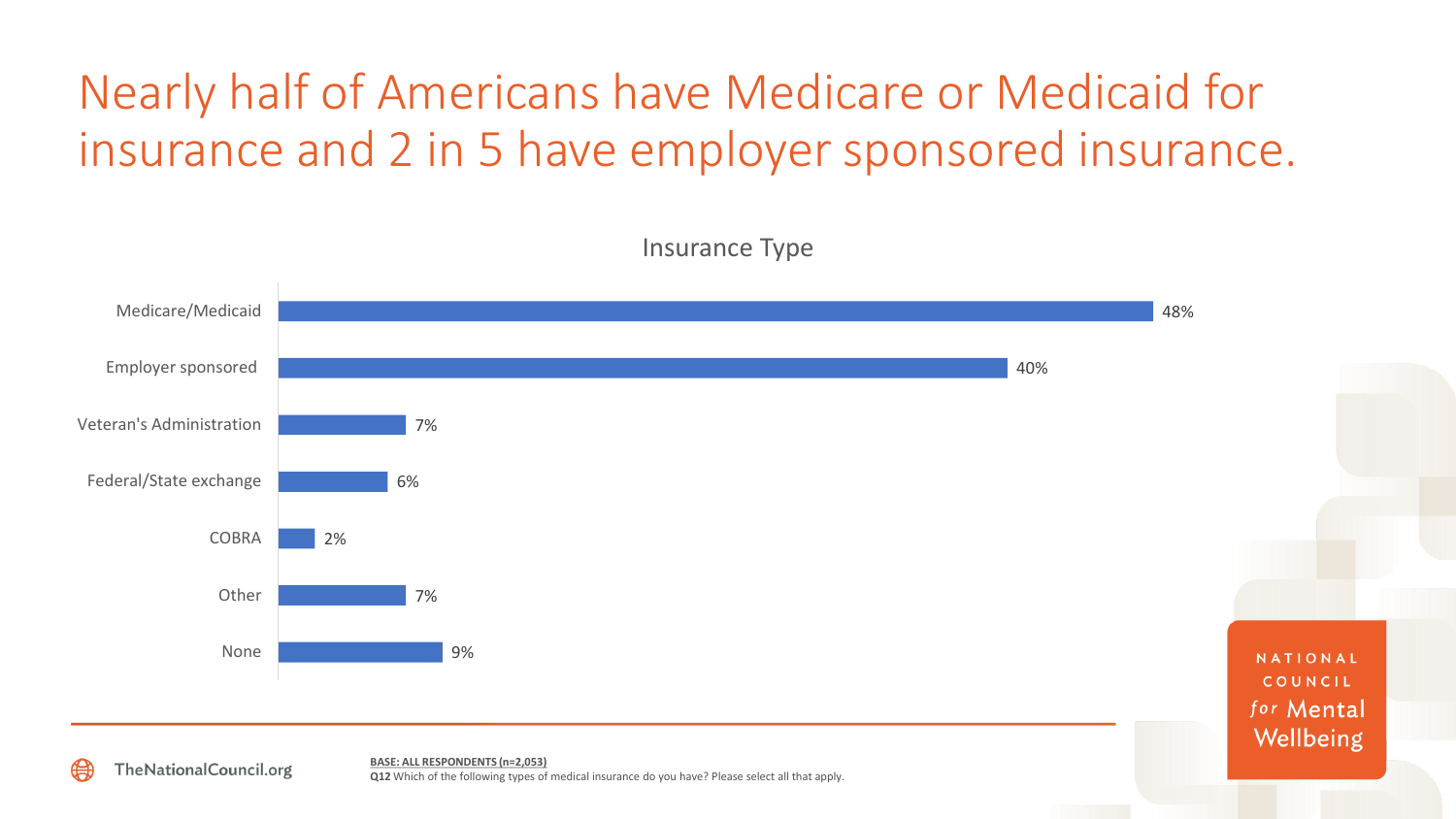# Nearly half of Americans have Medicare or Medicaid for insurance and 2 in 5 have employer sponsored insurance.

**Insurance Type**

| Insurance Type | % |
| --- | --- |
| Medicare/Medicaid | 48% |
| Employer sponsored | 40% |
| Veteran's Administration | 7% |
| Federal/State exchange | 6% |
| COBRA | 2% |
| Other | 7% |
| None | 9% |

BASE: ALL RESPONDENTS (n=2,053)

**Q12** Which of the following types of medical insurance do you have? Please select all that apply.

TheNationalCouncil.org

NATIONAL COUNCIL for Mental Wellbeing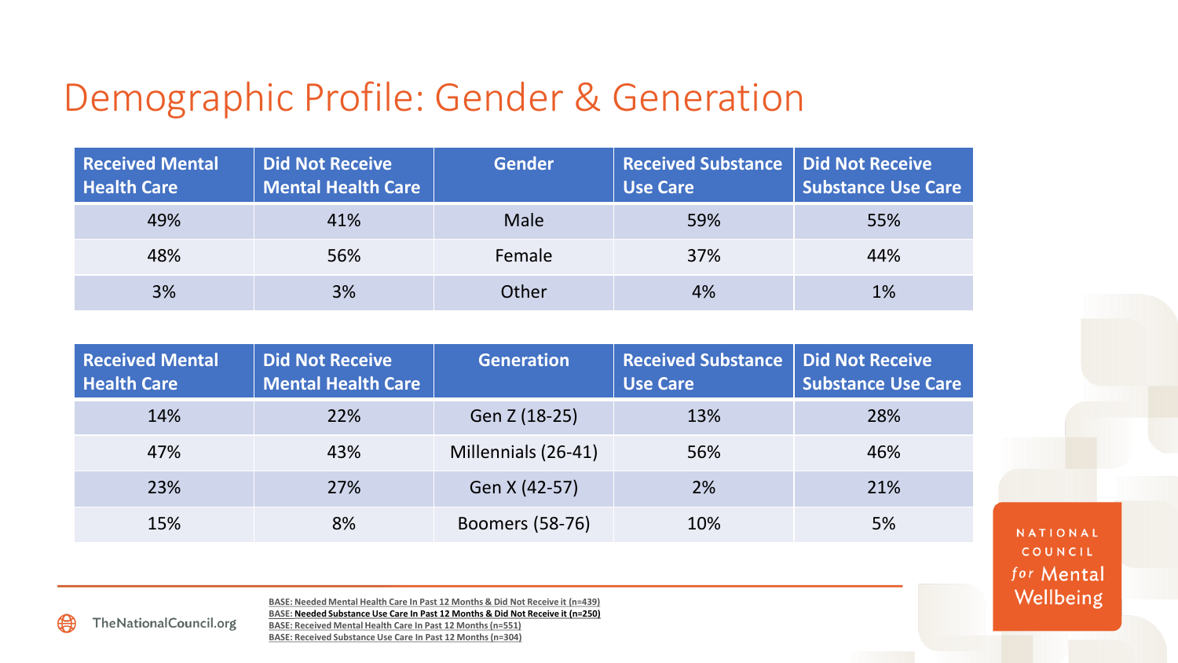# Demographic Profile: Gender & Generation

| Received Mental Health Care | Did Not Receive Mental Health Care | Gender | Received Substance Use Care | Did Not Receive Substance Use Care |
|---|---|---|---|---|
| 49% | 41% | Male | 59% | 55% |
| 48% | 56% | Female | 37% | 44% |
| 3% | 3% | Other | 4% | 1% |

| Received Mental Health Care | Did Not Receive Mental Health Care | Generation | Received Substance Use Care | Did Not Receive Substance Use Care |
|---|---|---|---|---|
| 14% | 22% | Gen Z (18-25) | 13% | 28% |
| 47% | 43% | Millennials (26-41) | 56% | 46% |
| 23% | 27% | Gen X (42-57) | 2% | 21% |
| 15% | 8% | Boomers (58-76) | 10% | 5% |

BASE: Needed Mental Health Care In Past 12 Months & Did Not Receive it (n=439)
BASE: **Needed Substance Use Care In Past 12 Months & Did Not Receive it (n=250)**
BASE: Received Mental Health Care In Past 12 Months (n=551)
BASE: Received Substance Use Care In Past 12 Months (n=304)

TheNationalCouncil.org

NATIONAL COUNCIL *for* Mental Wellbeing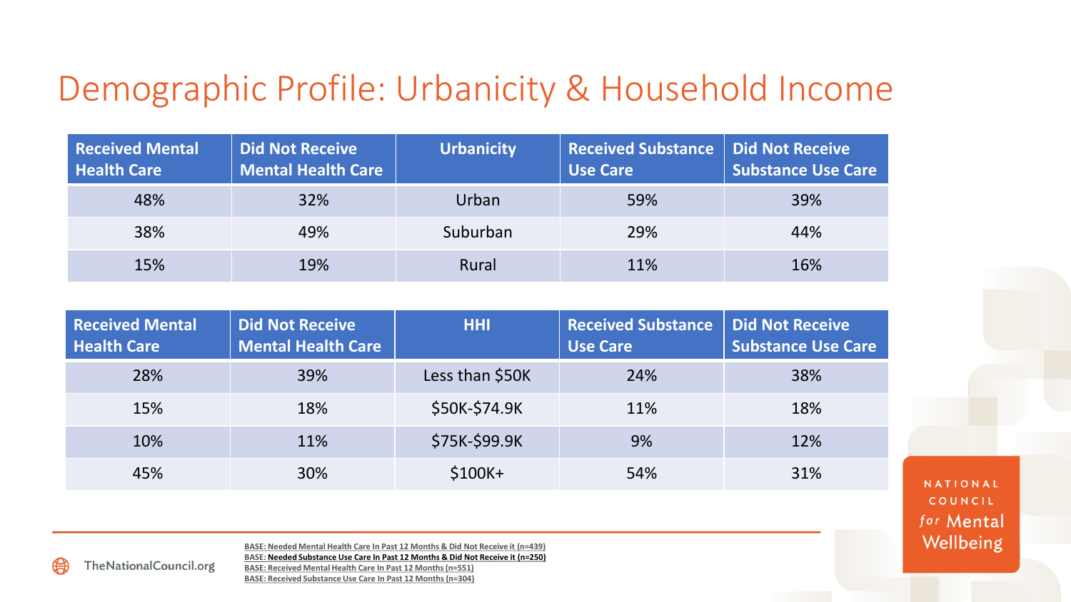# Demographic Profile: Urbanicity & Household Income

| Received Mental Health Care | Did Not Receive Mental Health Care | Urbanicity | Received Substance Use Care | Did Not Receive Substance Use Care |
|---|---|---|---|---|
| 48% | 32% | Urban | 59% | 39% |
| 38% | 49% | Suburban | 29% | 44% |
| 15% | 19% | Rural | 11% | 16% |

| Received Mental Health Care | Did Not Receive Mental Health Care | HHI | Received Substance Use Care | Did Not Receive Substance Use Care |
|---|---|---|---|---|
| 28% | 39% | Less than $50K | 24% | 38% |
| 15% | 18% | $50K-$74.9K | 11% | 18% |
| 10% | 11% | $75K-$99.9K | 9% | 12% |
| 45% | 30% | $100K+ | 54% | 31% |

BASE: Needed Mental Health Care In Past 12 Months & Did Not Receive it (n=439)
BASE: **Needed Substance Use Care In Past 12 Months & Did Not Receive it (n=250)**
BASE: Received Mental Health Care In Past 12 Months (n=551)
BASE: Received Substance Use Care In Past 12 Months (n=304)

TheNationalCouncil.org

NATIONAL COUNCIL for Mental Wellbeing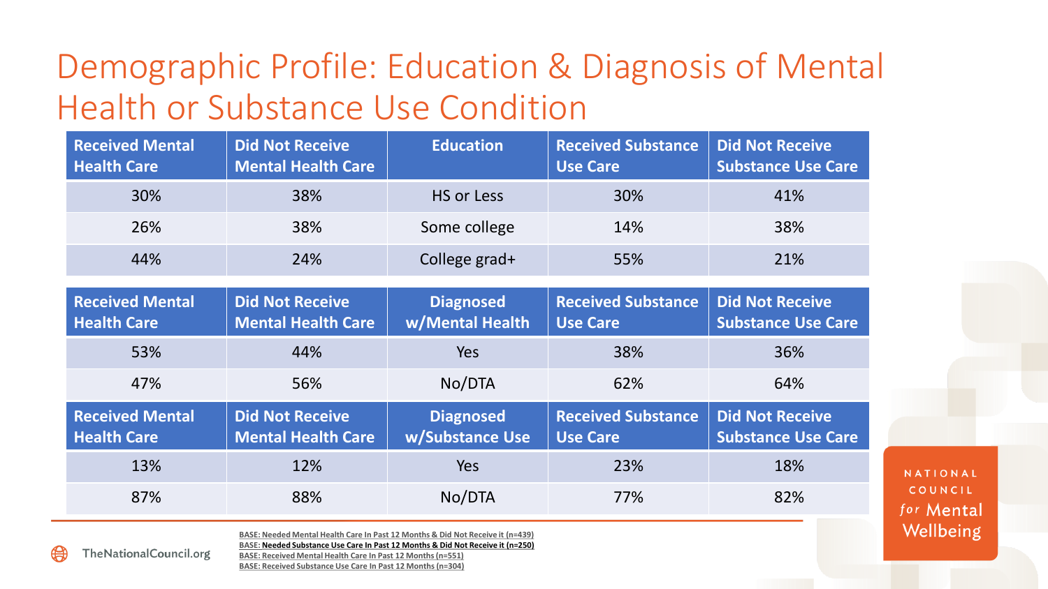# Demographic Profile: Education & Diagnosis of Mental Health or Substance Use Condition

| Received Mental Health Care | Did Not Receive Mental Health Care | Education | Received Substance Use Care | Did Not Receive Substance Use Care |
|---|---|---|---|---|
| 30% | 38% | HS or Less | 30% | 41% |
| 26% | 38% | Some college | 14% | 38% |
| 44% | 24% | College grad+ | 55% | 21% |

| Received Mental Health Care | Did Not Receive Mental Health Care | Diagnosed w/Mental Health | Received Substance Use Care | Did Not Receive Substance Use Care |
|---|---|---|---|---|
| 53% | 44% | Yes | 38% | 36% |
| 47% | 56% | No/DTA | 62% | 64% |

| Received Mental Health Care | Did Not Receive Mental Health Care | Diagnosed w/Substance Use | Received Substance Use Care | Did Not Receive Substance Use Care |
|---|---|---|---|---|
| 13% | 12% | Yes | 23% | 18% |
| 87% | 88% | No/DTA | 77% | 82% |

BASE: Needed Mental Health Care In Past 12 Months & Did Not Receive it (n=439)
BASE: Needed Substance Use Care In Past 12 Months & Did Not Receive it (n=250)
BASE: Received Mental Health Care In Past 12 Months (n=551)
BASE: Received Substance Use Care In Past 12 Months (n=304)

TheNationalCouncil.org

NATIONAL COUNCIL for Mental Wellbeing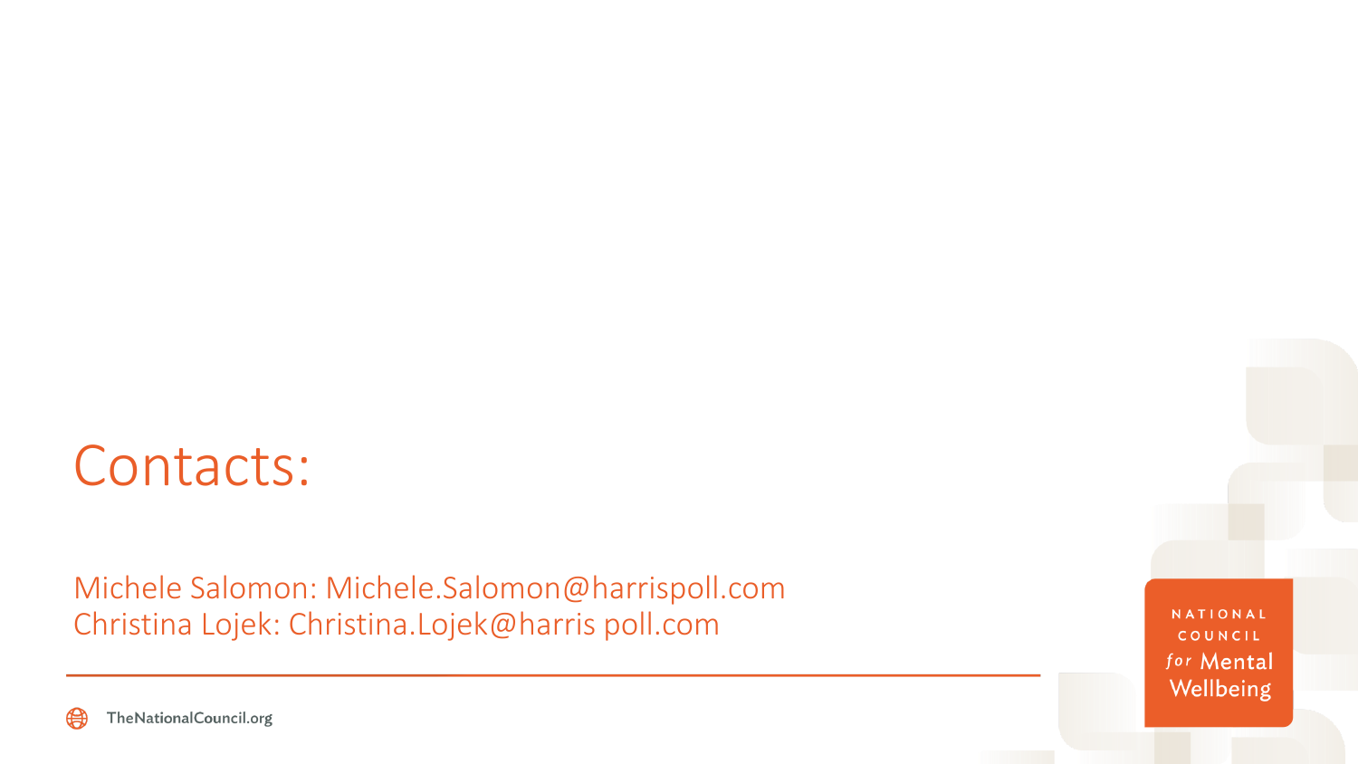# Contacts:

Michele Salomon: Michele.Salomon@harrispoll.com
Christina Lojek: Christina.Lojek@harris poll.com